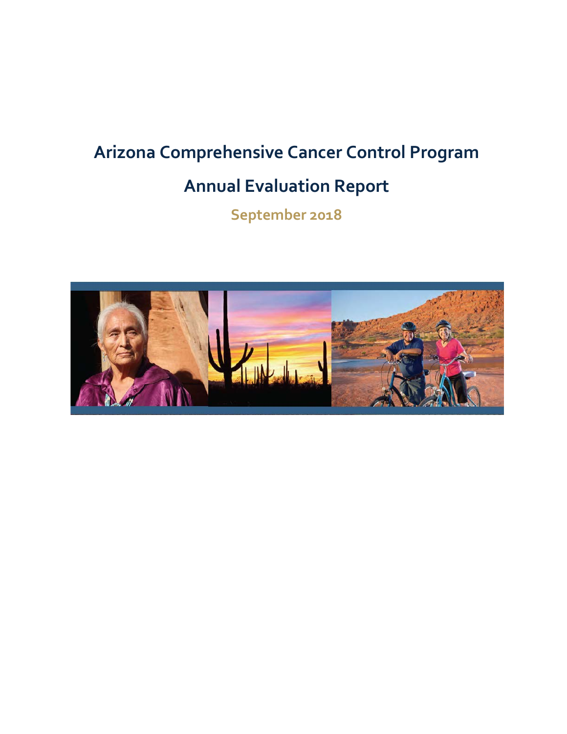# Arizona Comprehensive Cancer Control Program

## Annual Evaluation Report

### September 2018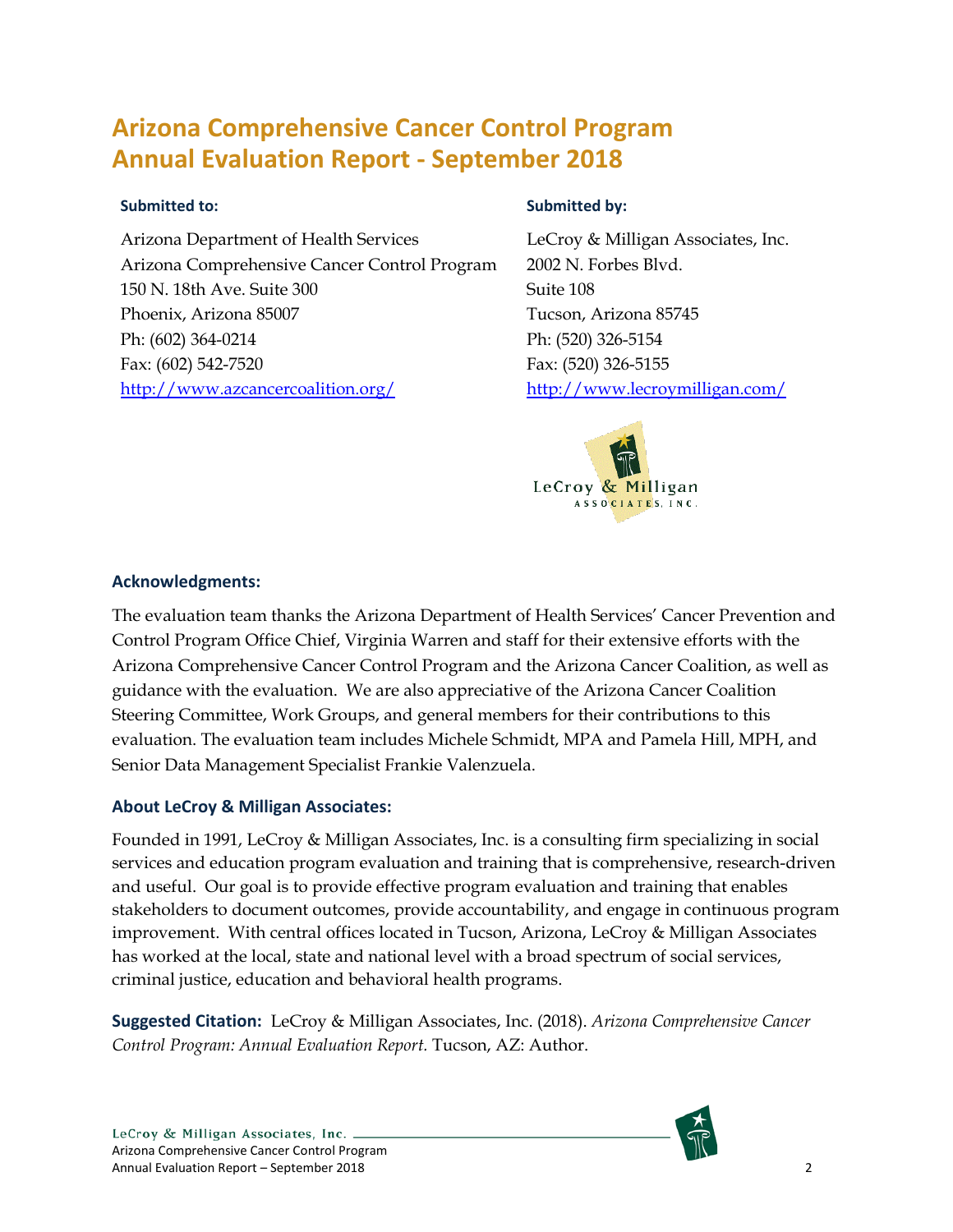# Arizona Comprehensive Cancer Control Program Annual Evaluation Report - September 2018

**Submitted to:**

Arizona Department of Health Services
Arizona Comprehensive Cancer Control Program
150 N. 18th Ave. Suite 300
Phoenix, Arizona 85007
Ph: (602) 364-0214
Fax: (602) 542-7520
http://www.azcancercoalition.org/

**Submitted by:**

LeCroy & Milligan Associates, Inc.
2002 N. Forbes Blvd.
Suite 108
Tucson, Arizona 85745
Ph: (520) 326-5154
Fax: (520) 326-5155
http://www.lecroymilligan.com/

### Acknowledgments:

The evaluation team thanks the Arizona Department of Health Services' Cancer Prevention and Control Program Office Chief, Virginia Warren and staff for their extensive efforts with the Arizona Comprehensive Cancer Control Program and the Arizona Cancer Coalition, as well as guidance with the evaluation. We are also appreciative of the Arizona Cancer Coalition Steering Committee, Work Groups, and general members for their contributions to this evaluation. The evaluation team includes Michele Schmidt, MPA and Pamela Hill, MPH, and Senior Data Management Specialist Frankie Valenzuela.

### About LeCroy & Milligan Associates:

Founded in 1991, LeCroy & Milligan Associates, Inc. is a consulting firm specializing in social services and education program evaluation and training that is comprehensive, research-driven and useful. Our goal is to provide effective program evaluation and training that enables stakeholders to document outcomes, provide accountability, and engage in continuous program improvement. With central offices located in Tucson, Arizona, LeCroy & Milligan Associates has worked at the local, state and national level with a broad spectrum of social services, criminal justice, education and behavioral health programs.

**Suggested Citation:** LeCroy & Milligan Associates, Inc. (2018). *Arizona Comprehensive Cancer Control Program: Annual Evaluation Report.* Tucson, AZ: Author.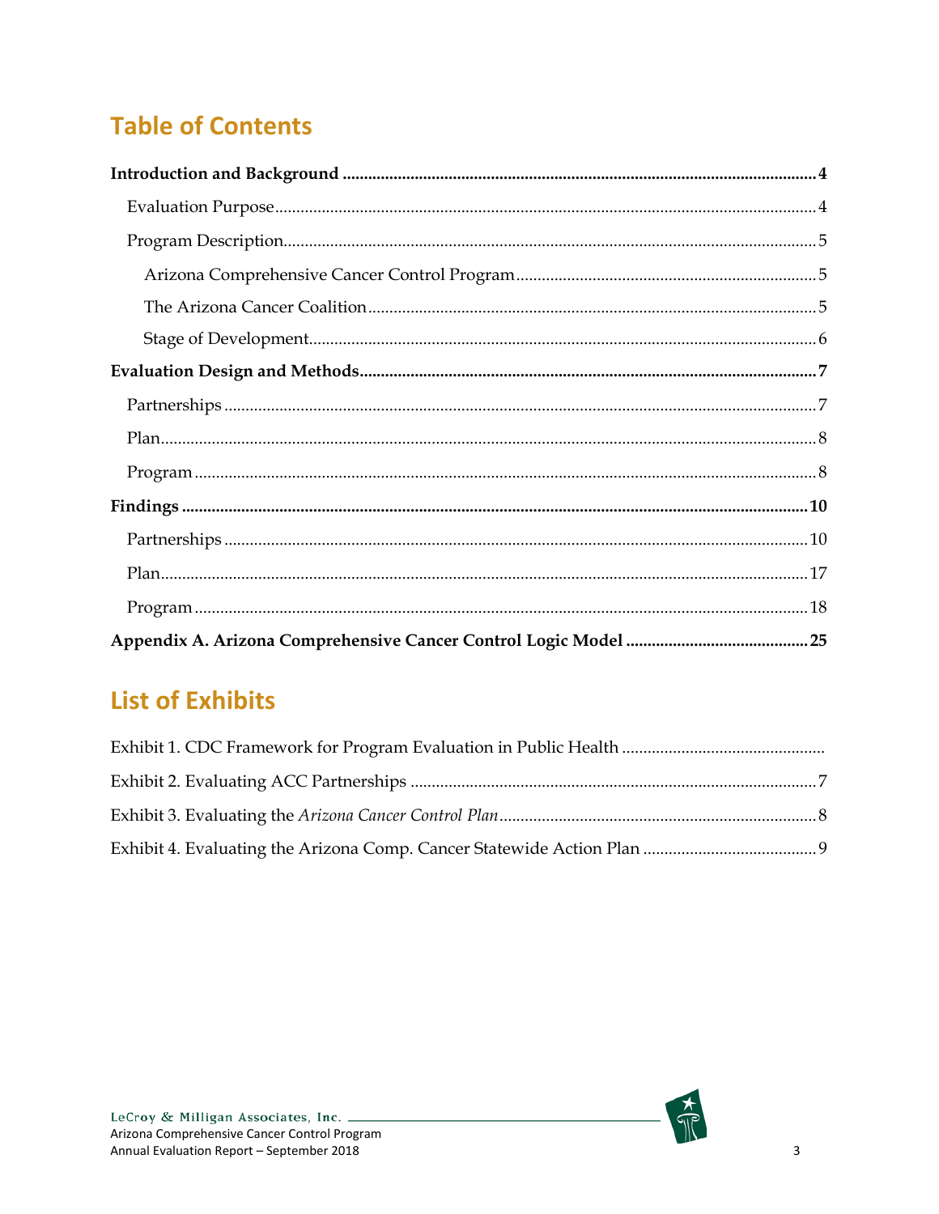# Table of Contents

**Introduction and Background** ..... **4**

- Evaluation Purpose ..... 4
- Program Description ..... 5
  - Arizona Comprehensive Cancer Control Program ..... 5
  - The Arizona Cancer Coalition ..... 5
  - Stage of Development ..... 6

**Evaluation Design and Methods** ..... **7**

- Partnerships ..... 7
- Plan ..... 8
- Program ..... 8

**Findings** ..... **10**

- Partnerships ..... 10
- Plan ..... 17
- Program ..... 18

**Appendix A. Arizona Comprehensive Cancer Control Logic Model** ..... **25**

# List of Exhibits

Exhibit 1. CDC Framework for Program Evaluation in Public Health .....

Exhibit 2. Evaluating ACC Partnerships ..... 7

Exhibit 3. Evaluating the *Arizona Cancer Control Plan* ..... 8

Exhibit 4. Evaluating the Arizona Comp. Cancer Statewide Action Plan ..... 9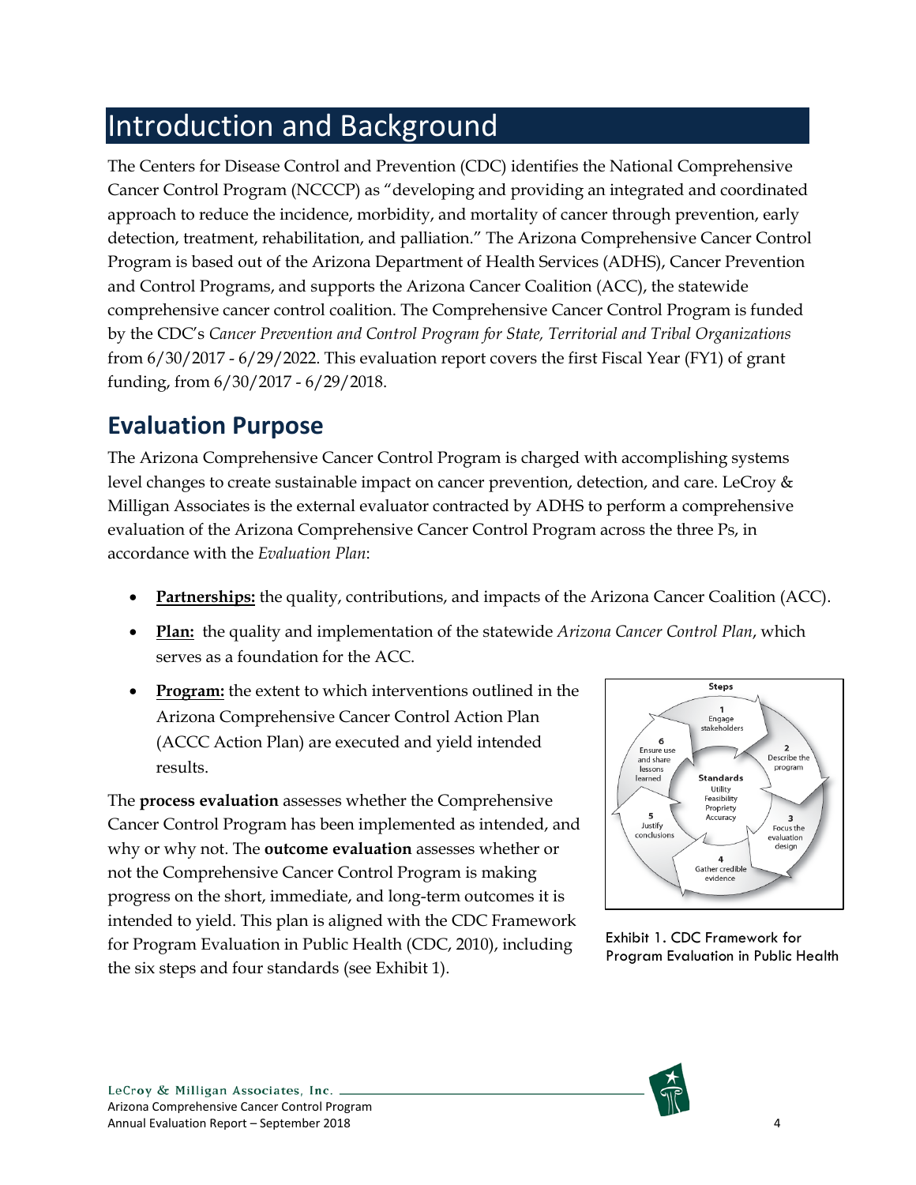# Introduction and Background

The Centers for Disease Control and Prevention (CDC) identifies the National Comprehensive Cancer Control Program (NCCCP) as "developing and providing an integrated and coordinated approach to reduce the incidence, morbidity, and mortality of cancer through prevention, early detection, treatment, rehabilitation, and palliation." The Arizona Comprehensive Cancer Control Program is based out of the Arizona Department of Health Services (ADHS), Cancer Prevention and Control Programs, and supports the Arizona Cancer Coalition (ACC), the statewide comprehensive cancer control coalition. The Comprehensive Cancer Control Program is funded by the CDC's *Cancer Prevention and Control Program for State, Territorial and Tribal Organizations* from 6/30/2017 - 6/29/2022. This evaluation report covers the first Fiscal Year (FY1) of grant funding, from 6/30/2017 - 6/29/2018.

## Evaluation Purpose

The Arizona Comprehensive Cancer Control Program is charged with accomplishing systems level changes to create sustainable impact on cancer prevention, detection, and care. LeCroy & Milligan Associates is the external evaluator contracted by ADHS to perform a comprehensive evaluation of the Arizona Comprehensive Cancer Control Program across the three Ps, in accordance with the *Evaluation Plan*:

- **Partnerships:** the quality, contributions, and impacts of the Arizona Cancer Coalition (ACC).
- **Plan:** the quality and implementation of the statewide *Arizona Cancer Control Plan*, which serves as a foundation for the ACC.
- **Program:** the extent to which interventions outlined in the Arizona Comprehensive Cancer Control Action Plan (ACCC Action Plan) are executed and yield intended results.

The **process evaluation** assesses whether the Comprehensive Cancer Control Program has been implemented as intended, and why or why not. The **outcome evaluation** assesses whether or not the Comprehensive Cancer Control Program is making progress on the short, immediate, and long-term outcomes it is intended to yield. This plan is aligned with the CDC Framework for Program Evaluation in Public Health (CDC, 2010), including the six steps and four standards (see Exhibit 1).

Steps: 1 Engage stakeholders; 2 Describe the program; 3 Focus the evaluation design; 4 Gather credible evidence; 5 Justify conclusions; 6 Ensure use and share lessons learned. Standards: Utility, Feasibility, Propriety, Accuracy.

Exhibit 1. CDC Framework for Program Evaluation in Public Health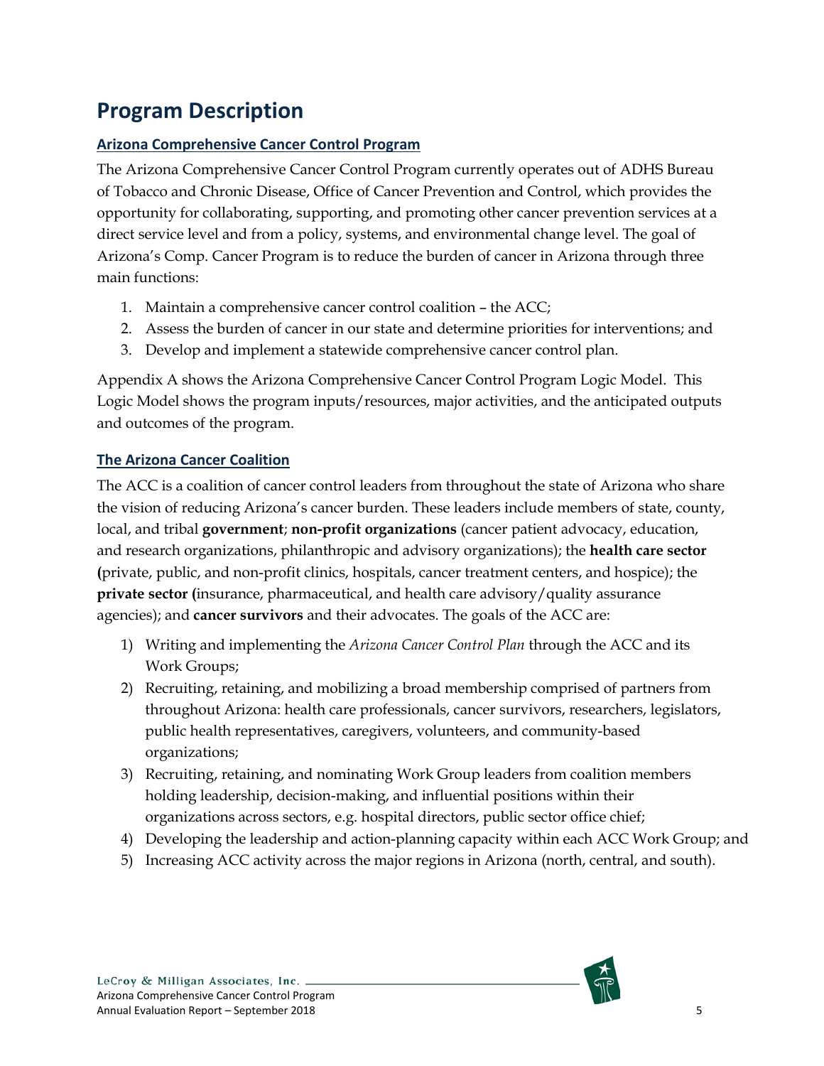# Program Description

## Arizona Comprehensive Cancer Control Program

The Arizona Comprehensive Cancer Control Program currently operates out of ADHS Bureau of Tobacco and Chronic Disease, Office of Cancer Prevention and Control, which provides the opportunity for collaborating, supporting, and promoting other cancer prevention services at a direct service level and from a policy, systems, and environmental change level. The goal of Arizona's Comp. Cancer Program is to reduce the burden of cancer in Arizona through three main functions:

1. Maintain a comprehensive cancer control coalition – the ACC;
2. Assess the burden of cancer in our state and determine priorities for interventions; and
3. Develop and implement a statewide comprehensive cancer control plan.

Appendix A shows the Arizona Comprehensive Cancer Control Program Logic Model. This Logic Model shows the program inputs/resources, major activities, and the anticipated outputs and outcomes of the program.

## The Arizona Cancer Coalition

The ACC is a coalition of cancer control leaders from throughout the state of Arizona who share the vision of reducing Arizona's cancer burden. These leaders include members of state, county, local, and tribal **government**; **non-profit organizations** (cancer patient advocacy, education, and research organizations, philanthropic and advisory organizations); the **health care sector (**private, public, and non-profit clinics, hospitals, cancer treatment centers, and hospice); the **private sector (**insurance, pharmaceutical, and health care advisory/quality assurance agencies); and **cancer survivors** and their advocates. The goals of the ACC are:

1) Writing and implementing the *Arizona Cancer Control Plan* through the ACC and its Work Groups;
2) Recruiting, retaining, and mobilizing a broad membership comprised of partners from throughout Arizona: health care professionals, cancer survivors, researchers, legislators, public health representatives, caregivers, volunteers, and community-based organizations;
3) Recruiting, retaining, and nominating Work Group leaders from coalition members holding leadership, decision-making, and influential positions within their organizations across sectors, e.g. hospital directors, public sector office chief;
4) Developing the leadership and action-planning capacity within each ACC Work Group; and
5) Increasing ACC activity across the major regions in Arizona (north, central, and south).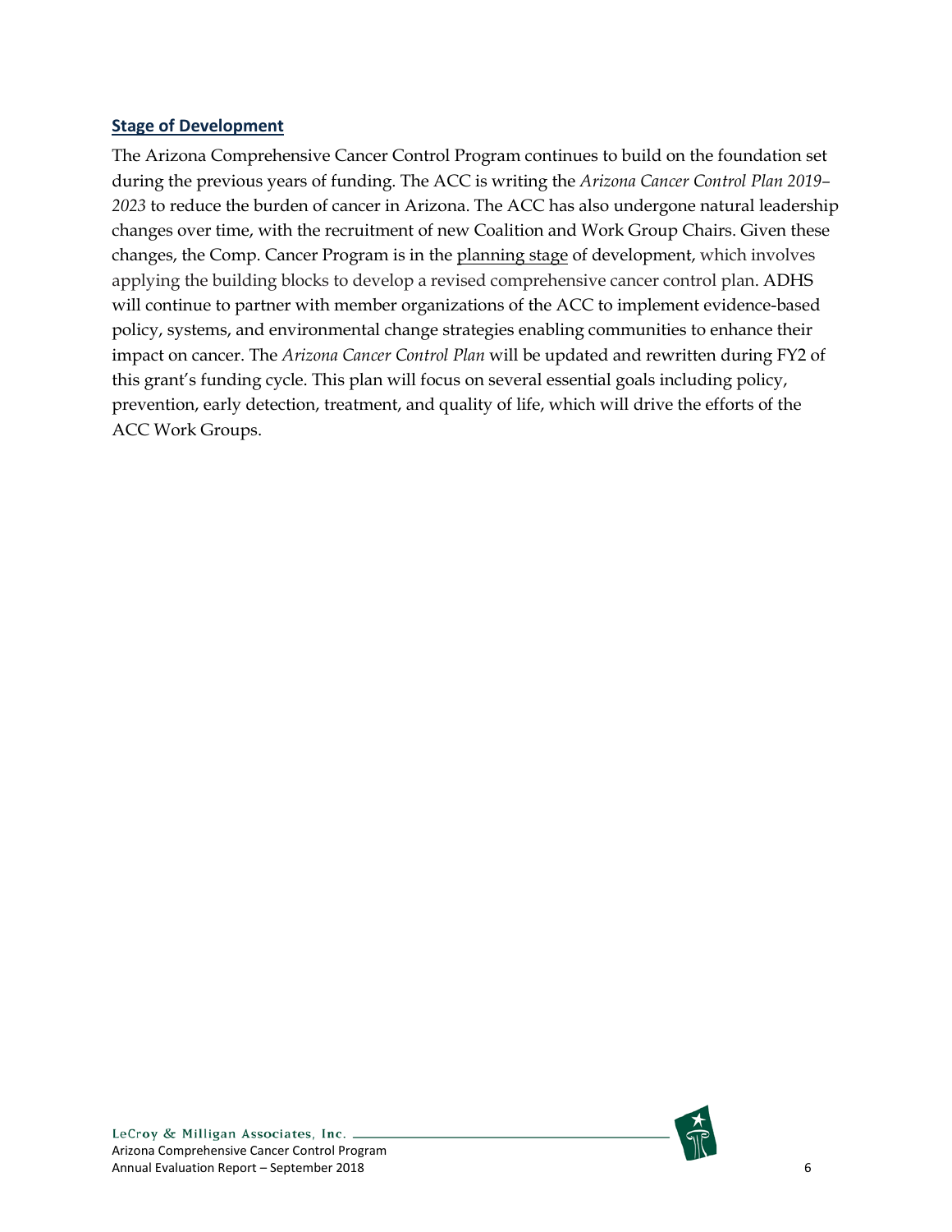## Stage of Development

The Arizona Comprehensive Cancer Control Program continues to build on the foundation set during the previous years of funding. The ACC is writing the *Arizona Cancer Control Plan 2019–2023* to reduce the burden of cancer in Arizona. The ACC has also undergone natural leadership changes over time, with the recruitment of new Coalition and Work Group Chairs. Given these changes, the Comp. Cancer Program is in the planning stage of development, which involves applying the building blocks to develop a revised comprehensive cancer control plan. ADHS will continue to partner with member organizations of the ACC to implement evidence-based policy, systems, and environmental change strategies enabling communities to enhance their impact on cancer. The *Arizona Cancer Control Plan* will be updated and rewritten during FY2 of this grant's funding cycle. This plan will focus on several essential goals including policy, prevention, early detection, treatment, and quality of life, which will drive the efforts of the ACC Work Groups.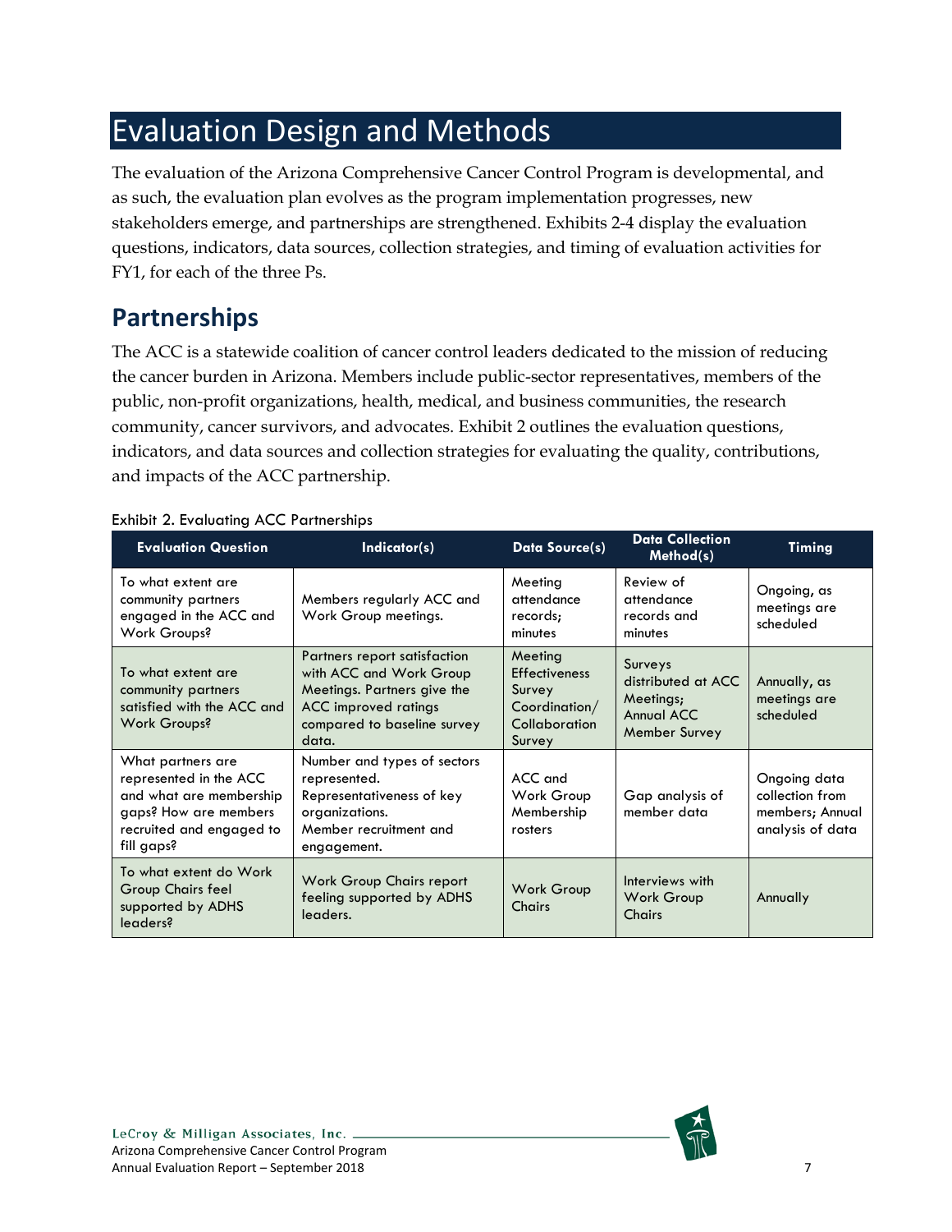# Evaluation Design and Methods

The evaluation of the Arizona Comprehensive Cancer Control Program is developmental, and as such, the evaluation plan evolves as the program implementation progresses, new stakeholders emerge, and partnerships are strengthened. Exhibits 2-4 display the evaluation questions, indicators, data sources, collection strategies, and timing of evaluation activities for FY1, for each of the three Ps.

## Partnerships

The ACC is a statewide coalition of cancer control leaders dedicated to the mission of reducing the cancer burden in Arizona. Members include public-sector representatives, members of the public, non-profit organizations, health, medical, and business communities, the research community, cancer survivors, and advocates. Exhibit 2 outlines the evaluation questions, indicators, and data sources and collection strategies for evaluating the quality, contributions, and impacts of the ACC partnership.

Exhibit 2. Evaluating ACC Partnerships

| Evaluation Question | Indicator(s) | Data Source(s) | Data Collection Method(s) | Timing |
|---|---|---|---|---|
| To what extent are community partners engaged in the ACC and Work Groups? | Members regularly ACC and Work Group meetings. | Meeting attendance records; minutes | Review of attendance records and minutes | Ongoing, as meetings are scheduled |
| To what extent are community partners satisfied with the ACC and Work Groups? | Partners report satisfaction with ACC and Work Group Meetings. Partners give the ACC improved ratings compared to baseline survey data. | Meeting Effectiveness Survey Coordination/ Collaboration Survey | Surveys distributed at ACC Meetings; Annual ACC Member Survey | Annually, as meetings are scheduled |
| What partners are represented in the ACC and what are membership gaps? How are members recruited and engaged to fill gaps? | Number and types of sectors represented. Representativeness of key organizations. Member recruitment and engagement. | ACC and Work Group Membership rosters | Gap analysis of member data | Ongoing data collection from members; Annual analysis of data |
| To what extent do Work Group Chairs feel supported by ADHS leaders? | Work Group Chairs report feeling supported by ADHS leaders. | Work Group Chairs | Interviews with Work Group Chairs | Annually |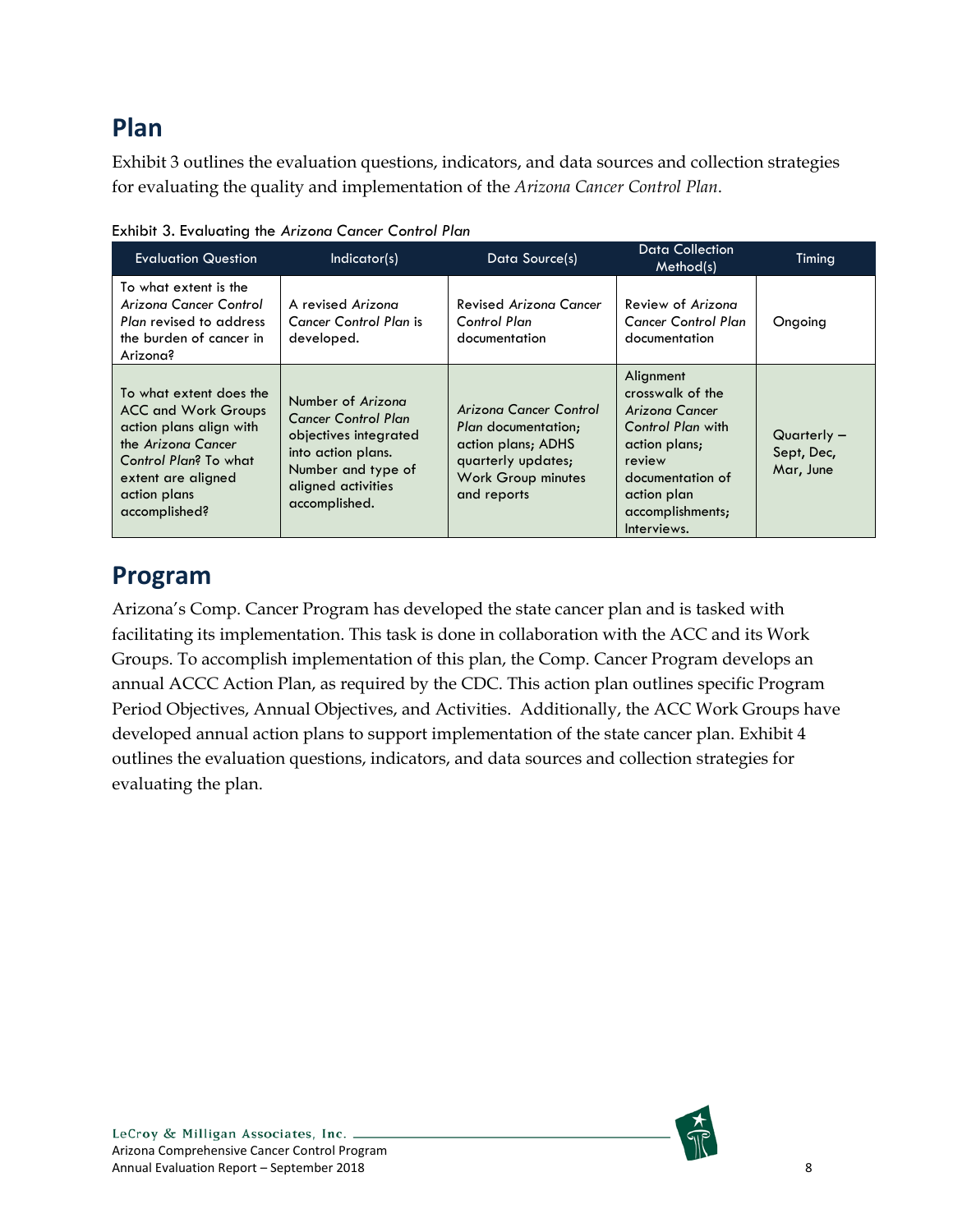## Plan

Exhibit 3 outlines the evaluation questions, indicators, and data sources and collection strategies for evaluating the quality and implementation of the *Arizona Cancer Control Plan*.

Exhibit 3. Evaluating the *Arizona Cancer Control Plan*

| Evaluation Question | Indicator(s) | Data Source(s) | Data Collection Method(s) | Timing |
| --- | --- | --- | --- | --- |
| To what extent is the *Arizona Cancer Control Plan* revised to address the burden of cancer in Arizona? | A revised *Arizona Cancer Control Plan* is developed. | Revised *Arizona Cancer Control Plan* documentation | Review of *Arizona Cancer Control Plan* documentation | Ongoing |
| To what extent does the ACC and Work Groups action plans align with the *Arizona Cancer Control Plan*? To what extent are aligned action plans accomplished? | Number of *Arizona Cancer Control Plan* objectives integrated into action plans. Number and type of aligned activities accomplished. | *Arizona Cancer Control Plan* documentation; action plans; ADHS quarterly updates; Work Group minutes and reports | Alignment crosswalk of the *Arizona Cancer Control Plan* with action plans; review documentation of action plan accomplishments; Interviews. | Quarterly – Sept, Dec, Mar, June |

## Program

Arizona's Comp. Cancer Program has developed the state cancer plan and is tasked with facilitating its implementation. This task is done in collaboration with the ACC and its Work Groups. To accomplish implementation of this plan, the Comp. Cancer Program develops an annual ACCC Action Plan, as required by the CDC. This action plan outlines specific Program Period Objectives, Annual Objectives, and Activities. Additionally, the ACC Work Groups have developed annual action plans to support implementation of the state cancer plan. Exhibit 4 outlines the evaluation questions, indicators, and data sources and collection strategies for evaluating the plan.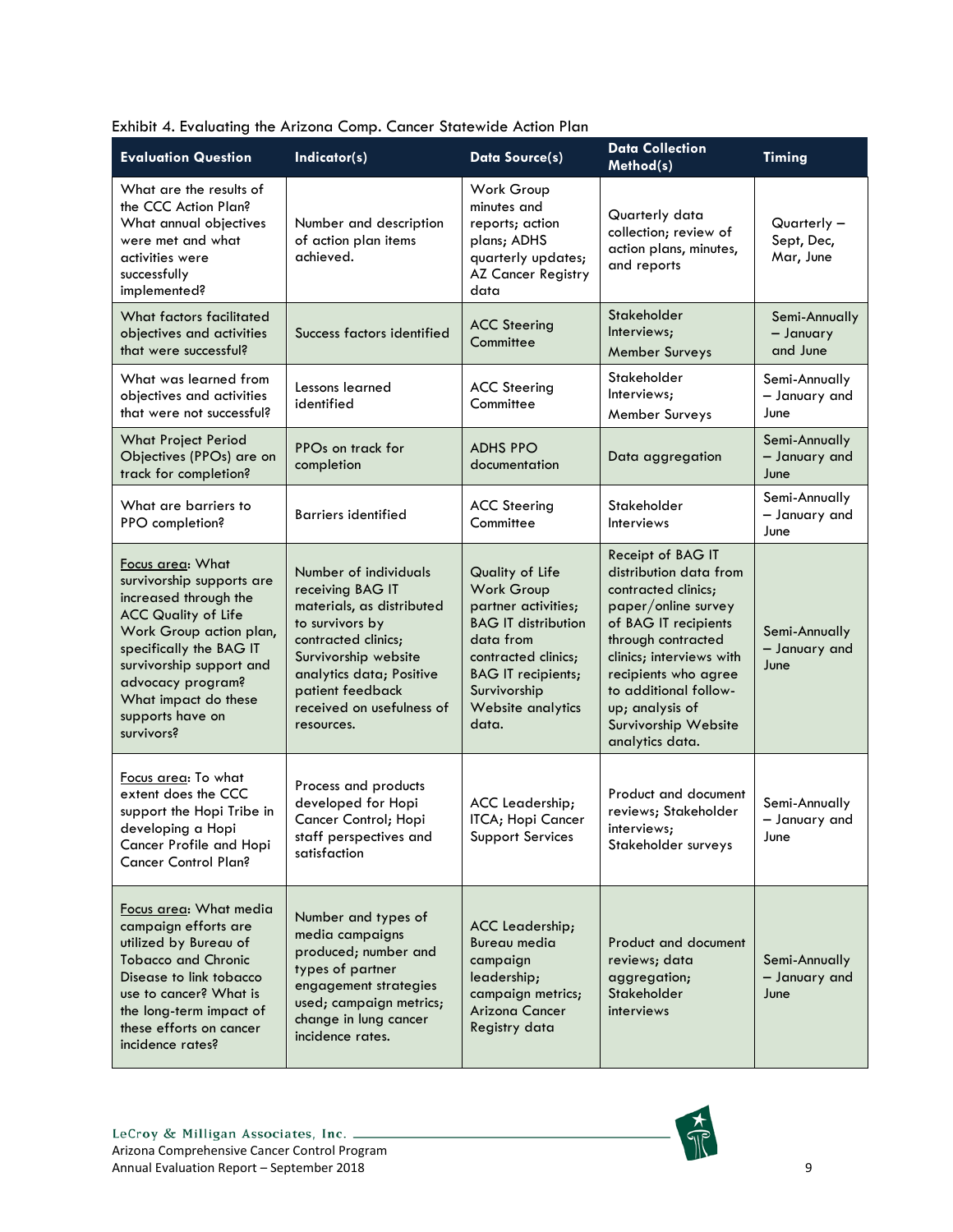Exhibit 4. Evaluating the Arizona Comp. Cancer Statewide Action Plan

| Evaluation Question | Indicator(s) | Data Source(s) | Data Collection Method(s) | Timing |
|---|---|---|---|---|
| What are the results of the CCC Action Plan? What annual objectives were met and what activities were successfully implemented? | Number and description of action plan items achieved. | Work Group minutes and reports; action plans; ADHS quarterly updates; AZ Cancer Registry data | Quarterly data collection; review of action plans, minutes, and reports | Quarterly – Sept, Dec, Mar, June |
| What factors facilitated objectives and activities that were successful? | Success factors identified | ACC Steering Committee | Stakeholder Interviews; Member Surveys | Semi-Annually – January and June |
| What was learned from objectives and activities that were not successful? | Lessons learned identified | ACC Steering Committee | Stakeholder Interviews; Member Surveys | Semi-Annually – January and June |
| What Project Period Objectives (PPOs) are on track for completion? | PPOs on track for completion | ADHS PPO documentation | Data aggregation | Semi-Annually – January and June |
| What are barriers to PPO completion? | Barriers identified | ACC Steering Committee | Stakeholder Interviews | Semi-Annually – January and June |
| Focus area: What survivorship supports are increased through the ACC Quality of Life Work Group action plan, specifically the BAG IT survivorship support and advocacy program? What impact do these supports have on survivors? | Number of individuals receiving BAG IT materials, as distributed to survivors by contracted clinics; Survivorship website analytics data; Positive patient feedback received on usefulness of resources. | Quality of Life Work Group partner activities; BAG IT distribution data from contracted clinics; BAG IT recipients; Survivorship Website analytics data. | Receipt of BAG IT distribution data from contracted clinics; paper/online survey of BAG IT recipients through contracted clinics; interviews with recipients who agree to additional follow-up; analysis of Survivorship Website analytics data. | Semi-Annually – January and June |
| Focus area: To what extent does the CCC support the Hopi Tribe in developing a Hopi Cancer Profile and Hopi Cancer Control Plan? | Process and products developed for Hopi Cancer Control; Hopi staff perspectives and satisfaction | ACC Leadership; ITCA; Hopi Cancer Support Services | Product and document reviews; Stakeholder interviews; Stakeholder surveys | Semi-Annually – January and June |
| Focus area: What media campaign efforts are utilized by Bureau of Tobacco and Chronic Disease to link tobacco use to cancer? What is the long-term impact of these efforts on cancer incidence rates? | Number and types of media campaigns produced; number and types of partner engagement strategies used; campaign metrics; change in lung cancer incidence rates. | ACC Leadership; Bureau media campaign leadership; campaign metrics; Arizona Cancer Registry data | Product and document reviews; data aggregation; Stakeholder interviews | Semi-Annually – January and June |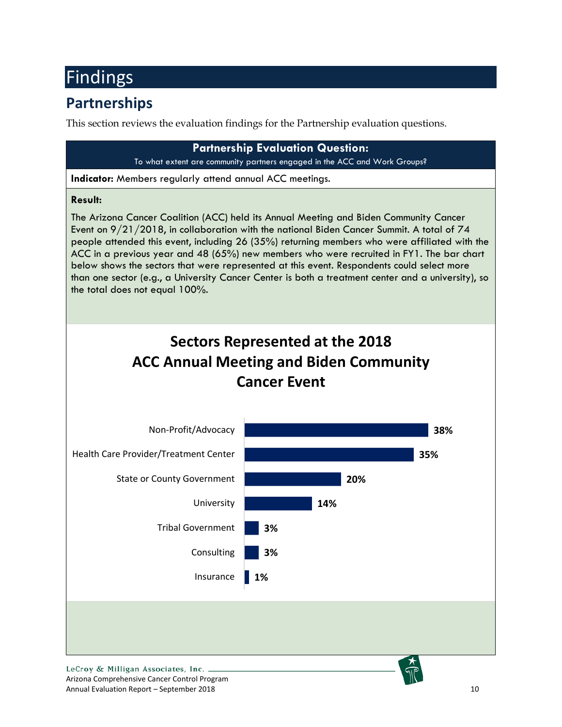# Findings

## Partnerships

This section reviews the evaluation findings for the Partnership evaluation questions.

**Partnership Evaluation Question:**

To what extent are community partners engaged in the ACC and Work Groups?

**Indicator:** Members regularly attend annual ACC meetings.

**Result:**

The Arizona Cancer Coalition (ACC) held its Annual Meeting and Biden Community Cancer Event on 9/21/2018, in collaboration with the national Biden Cancer Summit. A total of 74 people attended this event, including 26 (35%) returning members who were affiliated with the ACC in a previous year and 48 (65%) new members who were recruited in FY1. The bar chart below shows the sectors that were represented at this event. Respondents could select more than one sector (e.g., a University Cancer Center is both a treatment center and a university), so the total does not equal 100%.

**Sectors Represented at the 2018 ACC Annual Meeting and Biden Community Cancer Event**

| Sector | Percent |
|---|---|
| Non-Profit/Advocacy | 38% |
| Health Care Provider/Treatment Center | 35% |
| State or County Government | 20% |
| University | 14% |
| Tribal Government | 3% |
| Consulting | 3% |
| Insurance | 1% |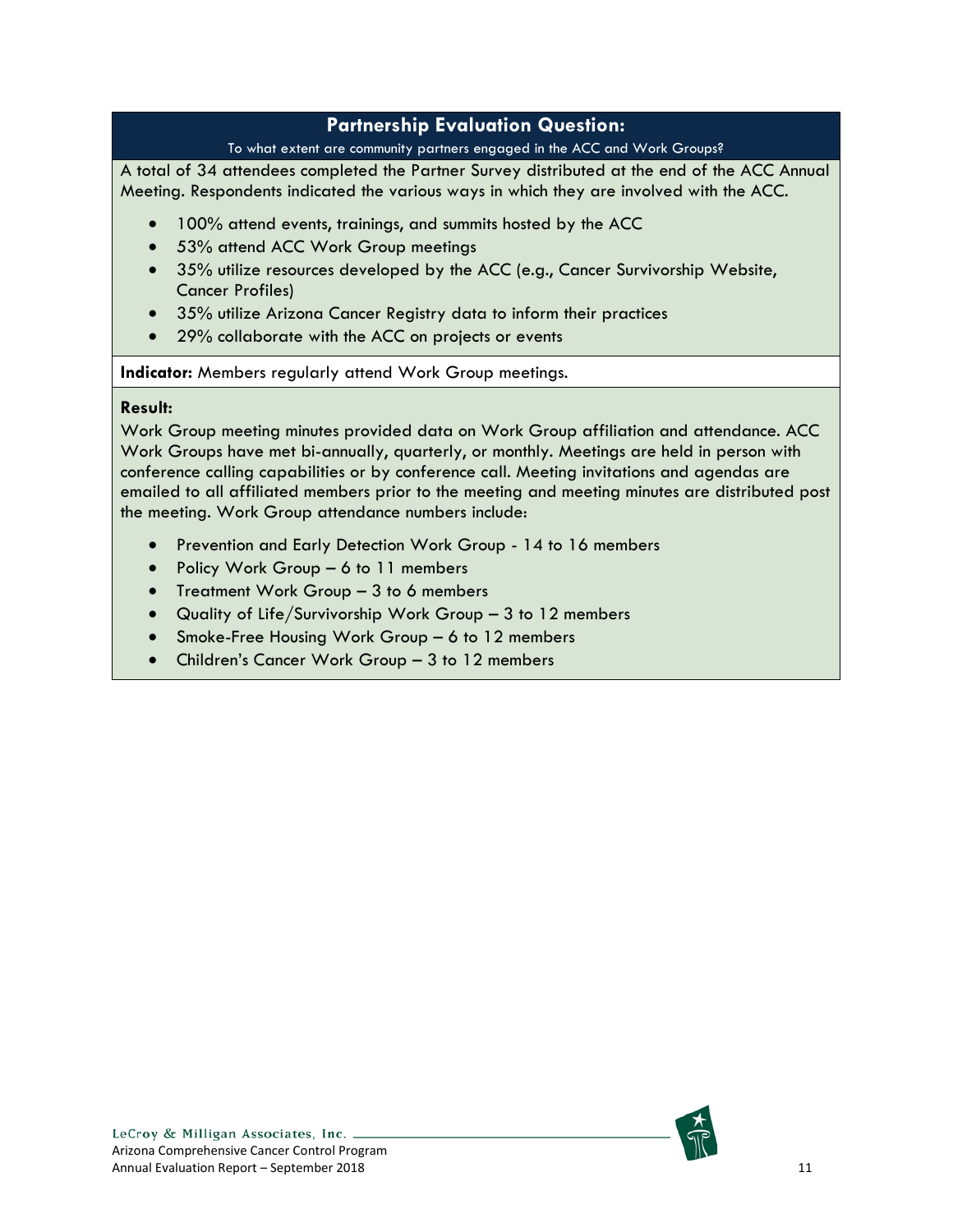## Partnership Evaluation Question:

To what extent are community partners engaged in the ACC and Work Groups?

A total of 34 attendees completed the Partner Survey distributed at the end of the ACC Annual Meeting. Respondents indicated the various ways in which they are involved with the ACC.

- 100% attend events, trainings, and summits hosted by the ACC
- 53% attend ACC Work Group meetings
- 35% utilize resources developed by the ACC (e.g., Cancer Survivorship Website, Cancer Profiles)
- 35% utilize Arizona Cancer Registry data to inform their practices
- 29% collaborate with the ACC on projects or events

**Indicator:** Members regularly attend Work Group meetings.

**Result:**

Work Group meeting minutes provided data on Work Group affiliation and attendance. ACC Work Groups have met bi-annually, quarterly, or monthly. Meetings are held in person with conference calling capabilities or by conference call. Meeting invitations and agendas are emailed to all affiliated members prior to the meeting and meeting minutes are distributed post the meeting. Work Group attendance numbers include:

- Prevention and Early Detection Work Group - 14 to 16 members
- Policy Work Group – 6 to 11 members
- Treatment Work Group – 3 to 6 members
- Quality of Life/Survivorship Work Group – 3 to 12 members
- Smoke-Free Housing Work Group – 6 to 12 members
- Children's Cancer Work Group – 3 to 12 members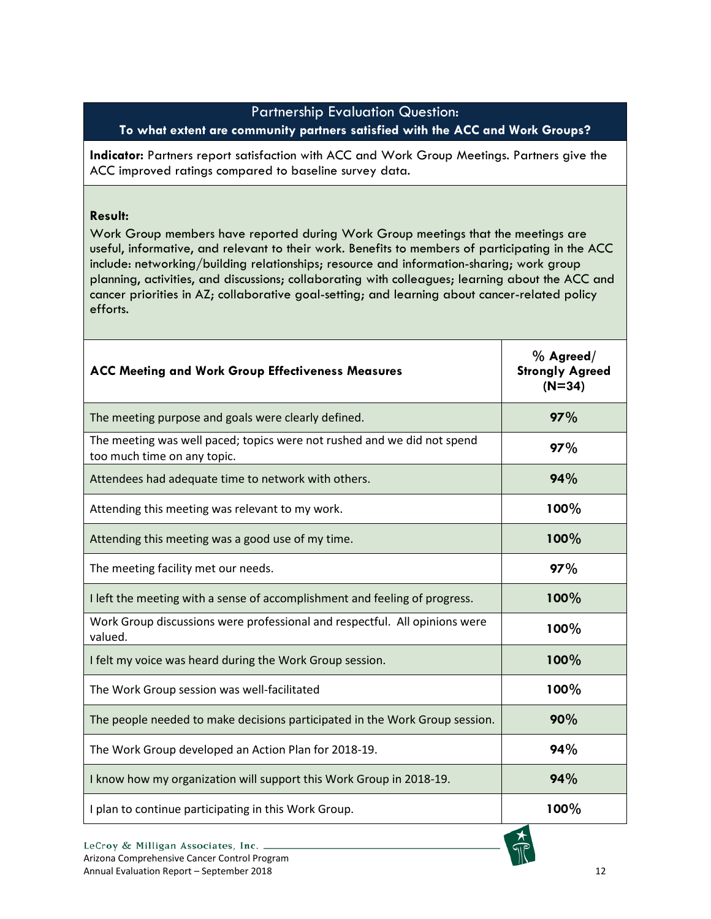## Partnership Evaluation Question:

**To what extent are community partners satisfied with the ACC and Work Groups?**

**Indicator:** Partners report satisfaction with ACC and Work Group Meetings. Partners give the ACC improved ratings compared to baseline survey data.

**Result:**

Work Group members have reported during Work Group meetings that the meetings are useful, informative, and relevant to their work. Benefits to members of participating in the ACC include: networking/building relationships; resource and information-sharing; work group planning, activities, and discussions; collaborating with colleagues; learning about the ACC and cancer priorities in AZ; collaborative goal-setting; and learning about cancer-related policy efforts.

| ACC Meeting and Work Group Effectiveness Measures | % Agreed/ Strongly Agreed (N=34) |
|---|---|
| The meeting purpose and goals were clearly defined. | 97% |
| The meeting was well paced; topics were not rushed and we did not spend too much time on any topic. | 97% |
| Attendees had adequate time to network with others. | 94% |
| Attending this meeting was relevant to my work. | 100% |
| Attending this meeting was a good use of my time. | 100% |
| The meeting facility met our needs. | 97% |
| I left the meeting with a sense of accomplishment and feeling of progress. | 100% |
| Work Group discussions were professional and respectful. All opinions were valued. | 100% |
| I felt my voice was heard during the Work Group session. | 100% |
| The Work Group session was well-facilitated | 100% |
| The people needed to make decisions participated in the Work Group session. | 90% |
| The Work Group developed an Action Plan for 2018-19. | 94% |
| I know how my organization will support this Work Group in 2018-19. | 94% |
| I plan to continue participating in this Work Group. | 100% |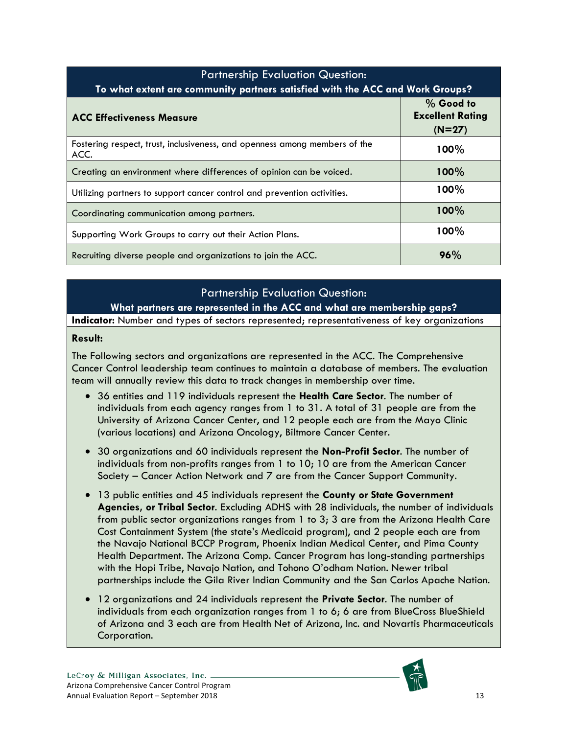| Partnership Evaluation Question: **To what extent are community partners satisfied with the ACC and Work Groups?** | |
| --- | --- |
| **ACC Effectiveness Measure** | **% Good to Excellent Rating (N=27)** |
| Fostering respect, trust, inclusiveness, and openness among members of the ACC. | **100%** |
| Creating an environment where differences of opinion can be voiced. | **100%** |
| Utilizing partners to support cancer control and prevention activities. | **100%** |
| Coordinating communication among partners. | **100%** |
| Supporting Work Groups to carry out their Action Plans. | **100%** |
| Recruiting diverse people and organizations to join the ACC. | **96%** |

## Partnership Evaluation Question:

**What partners are represented in the ACC and what are membership gaps?**

**Indicator:** Number and types of sectors represented; representativeness of key organizations

**Result:**

The Following sectors and organizations are represented in the ACC. The Comprehensive Cancer Control leadership team continues to maintain a database of members. The evaluation team will annually review this data to track changes in membership over time.

- 36 entities and 119 individuals represent the **Health Care Sector**. The number of individuals from each agency ranges from 1 to 31. A total of 31 people are from the University of Arizona Cancer Center, and 12 people each are from the Mayo Clinic (various locations) and Arizona Oncology, Biltmore Cancer Center.
- 30 organizations and 60 individuals represent the **Non-Profit Sector**. The number of individuals from non-profits ranges from 1 to 10; 10 are from the American Cancer Society – Cancer Action Network and 7 are from the Cancer Support Community.
- 13 public entities and 45 individuals represent the **County or State Government Agencies, or Tribal Sector**. Excluding ADHS with 28 individuals, the number of individuals from public sector organizations ranges from 1 to 3; 3 are from the Arizona Health Care Cost Containment System (the state's Medicaid program), and 2 people each are from the Navajo National BCCP Program, Phoenix Indian Medical Center, and Pima County Health Department. The Arizona Comp. Cancer Program has long-standing partnerships with the Hopi Tribe, Navajo Nation, and Tohono O'odham Nation. Newer tribal partnerships include the Gila River Indian Community and the San Carlos Apache Nation.
- 12 organizations and 24 individuals represent the **Private Sector**. The number of individuals from each organization ranges from 1 to 6; 6 are from BlueCross BlueShield of Arizona and 3 each are from Health Net of Arizona, Inc. and Novartis Pharmaceuticals Corporation.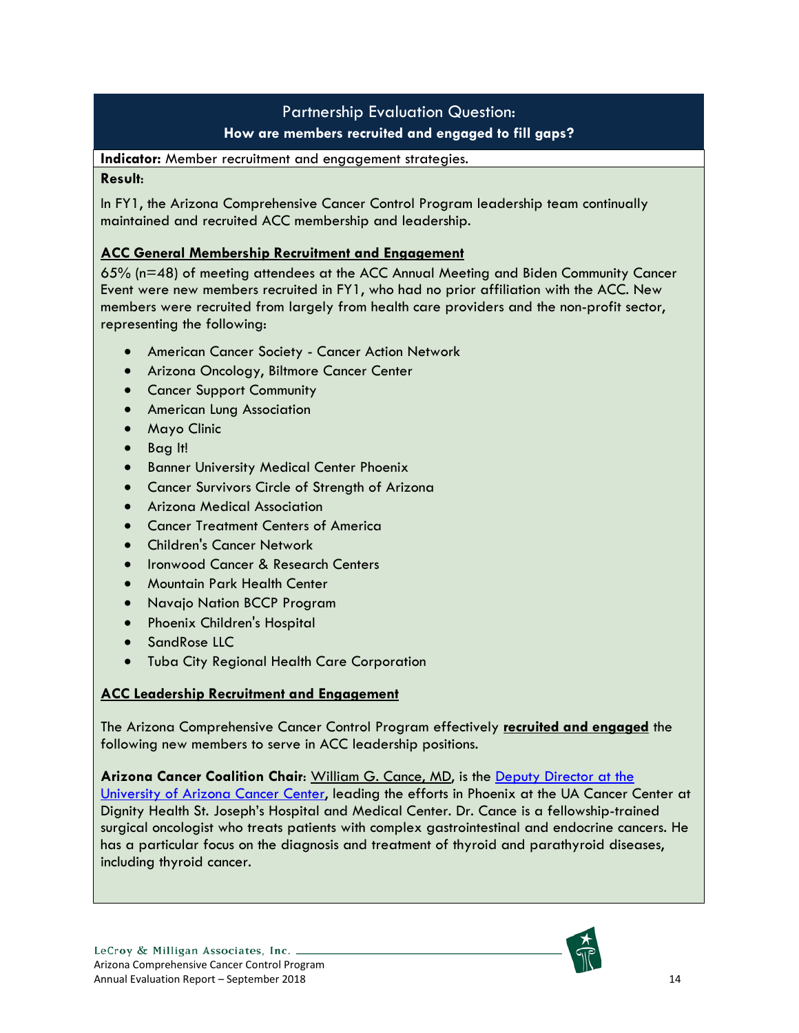## Partnership Evaluation Question:

**How are members recruited and engaged to fill gaps?**

**Indicator:** Member recruitment and engagement strategies.

**Result:**

In FY1, the Arizona Comprehensive Cancer Control Program leadership team continually maintained and recruited ACC membership and leadership.

**ACC General Membership Recruitment and Engagement**

65% (n=48) of meeting attendees at the ACC Annual Meeting and Biden Community Cancer Event were new members recruited in FY1, who had no prior affiliation with the ACC. New members were recruited from largely from health care providers and the non-profit sector, representing the following:

- American Cancer Society - Cancer Action Network
- Arizona Oncology, Biltmore Cancer Center
- Cancer Support Community
- American Lung Association
- Mayo Clinic
- Bag It!
- Banner University Medical Center Phoenix
- Cancer Survivors Circle of Strength of Arizona
- Arizona Medical Association
- Cancer Treatment Centers of America
- Children's Cancer Network
- Ironwood Cancer & Research Centers
- Mountain Park Health Center
- Navajo Nation BCCP Program
- Phoenix Children's Hospital
- SandRose LLC
- Tuba City Regional Health Care Corporation

**ACC Leadership Recruitment and Engagement**

The Arizona Comprehensive Cancer Control Program effectively **recruited and engaged** the following new members to serve in ACC leadership positions.

**Arizona Cancer Coalition Chair**: William G. Cance, MD, is the Deputy Director at the University of Arizona Cancer Center, leading the efforts in Phoenix at the UA Cancer Center at Dignity Health St. Joseph's Hospital and Medical Center. Dr. Cance is a fellowship-trained surgical oncologist who treats patients with complex gastrointestinal and endocrine cancers. He has a particular focus on the diagnosis and treatment of thyroid and parathyroid diseases, including thyroid cancer.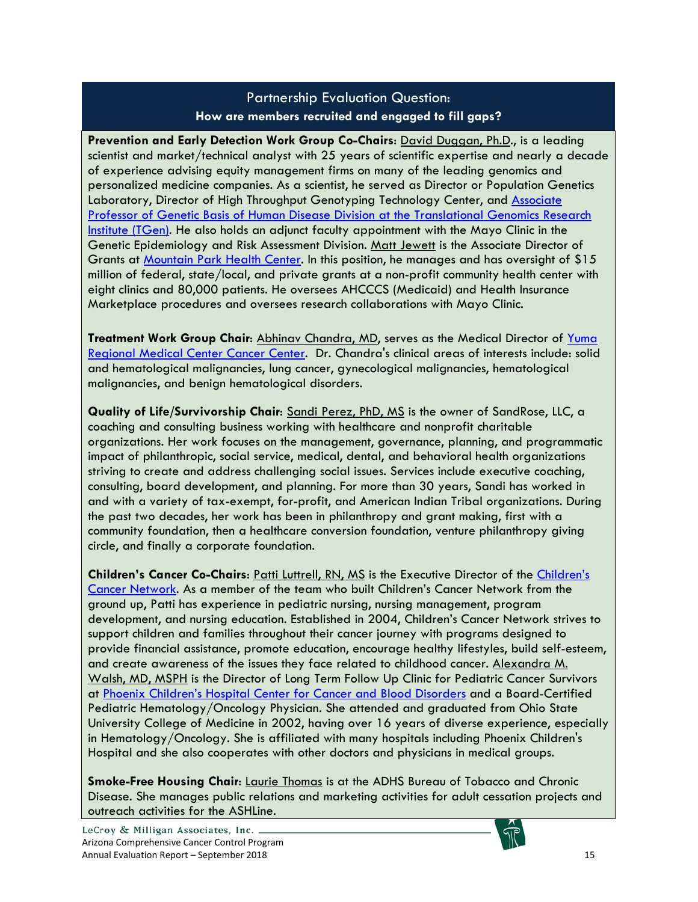## Partnership Evaluation Question:
### How are members recruited and engaged to fill gaps?

**Prevention and Early Detection Work Group Co-Chairs**: David Duggan, Ph.D., is a leading scientist and market/technical analyst with 25 years of scientific expertise and nearly a decade of experience advising equity management firms on many of the leading genomics and personalized medicine companies. As a scientist, he served as Director or Population Genetics Laboratory, Director of High Throughput Genotyping Technology Center, and Associate Professor of Genetic Basis of Human Disease Division at the Translational Genomics Research Institute (TGen). He also holds an adjunct faculty appointment with the Mayo Clinic in the Genetic Epidemiology and Risk Assessment Division. Matt Jewett is the Associate Director of Grants at Mountain Park Health Center. In this position, he manages and has oversight of $15 million of federal, state/local, and private grants at a non-profit community health center with eight clinics and 80,000 patients. He oversees AHCCCS (Medicaid) and Health Insurance Marketplace procedures and oversees research collaborations with Mayo Clinic.

**Treatment Work Group Chair**: Abhinav Chandra, MD, serves as the Medical Director of Yuma Regional Medical Center Cancer Center. Dr. Chandra's clinical areas of interests include: solid and hematological malignancies, lung cancer, gynecological malignancies, hematological malignancies, and benign hematological disorders.

**Quality of Life/Survivorship Chair**: Sandi Perez, PhD, MS is the owner of SandRose, LLC, a coaching and consulting business working with healthcare and nonprofit charitable organizations. Her work focuses on the management, governance, planning, and programmatic impact of philanthropic, social service, medical, dental, and behavioral health organizations striving to create and address challenging social issues. Services include executive coaching, consulting, board development, and planning. For more than 30 years, Sandi has worked in and with a variety of tax-exempt, for-profit, and American Indian Tribal organizations. During the past two decades, her work has been in philanthropy and grant making, first with a community foundation, then a healthcare conversion foundation, venture philanthropy giving circle, and finally a corporate foundation.

**Children's Cancer Co-Chairs**: Patti Luttrell, RN, MS is the Executive Director of the Children's Cancer Network. As a member of the team who built Children's Cancer Network from the ground up, Patti has experience in pediatric nursing, nursing management, program development, and nursing education. Established in 2004, Children's Cancer Network strives to support children and families throughout their cancer journey with programs designed to provide financial assistance, promote education, encourage healthy lifestyles, build self-esteem, and create awareness of the issues they face related to childhood cancer. Alexandra M. Walsh, MD, MSPH is the Director of Long Term Follow Up Clinic for Pediatric Cancer Survivors at Phoenix Children's Hospital Center for Cancer and Blood Disorders and a Board-Certified Pediatric Hematology/Oncology Physician. She attended and graduated from Ohio State University College of Medicine in 2002, having over 16 years of diverse experience, especially in Hematology/Oncology. She is affiliated with many hospitals including Phoenix Children's Hospital and she also cooperates with other doctors and physicians in medical groups.

**Smoke-Free Housing Chair**: Laurie Thomas is at the ADHS Bureau of Tobacco and Chronic Disease. She manages public relations and marketing activities for adult cessation projects and outreach activities for the ASHLine.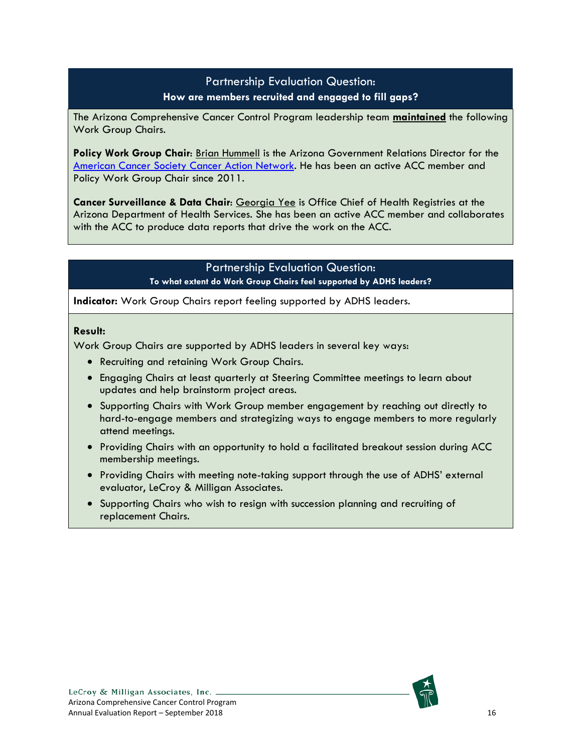## Partnership Evaluation Question:
### How are members recruited and engaged to fill gaps?

The Arizona Comprehensive Cancer Control Program leadership team **maintained** the following Work Group Chairs.

**Policy Work Group Chair:** Brian Hummell is the Arizona Government Relations Director for the American Cancer Society Cancer Action Network. He has been an active ACC member and Policy Work Group Chair since 2011.

**Cancer Surveillance & Data Chair:** Georgia Yee is Office Chief of Health Registries at the Arizona Department of Health Services. She has been an active ACC member and collaborates with the ACC to produce data reports that drive the work on the ACC.

## Partnership Evaluation Question:
### To what extent do Work Group Chairs feel supported by ADHS leaders?

**Indicator:** Work Group Chairs report feeling supported by ADHS leaders.

**Result:**

Work Group Chairs are supported by ADHS leaders in several key ways:

- Recruiting and retaining Work Group Chairs.
- Engaging Chairs at least quarterly at Steering Committee meetings to learn about updates and help brainstorm project areas.
- Supporting Chairs with Work Group member engagement by reaching out directly to hard-to-engage members and strategizing ways to engage members to more regularly attend meetings.
- Providing Chairs with an opportunity to hold a facilitated breakout session during ACC membership meetings.
- Providing Chairs with meeting note-taking support through the use of ADHS' external evaluator, LeCroy & Milligan Associates.
- Supporting Chairs who wish to resign with succession planning and recruiting of replacement Chairs.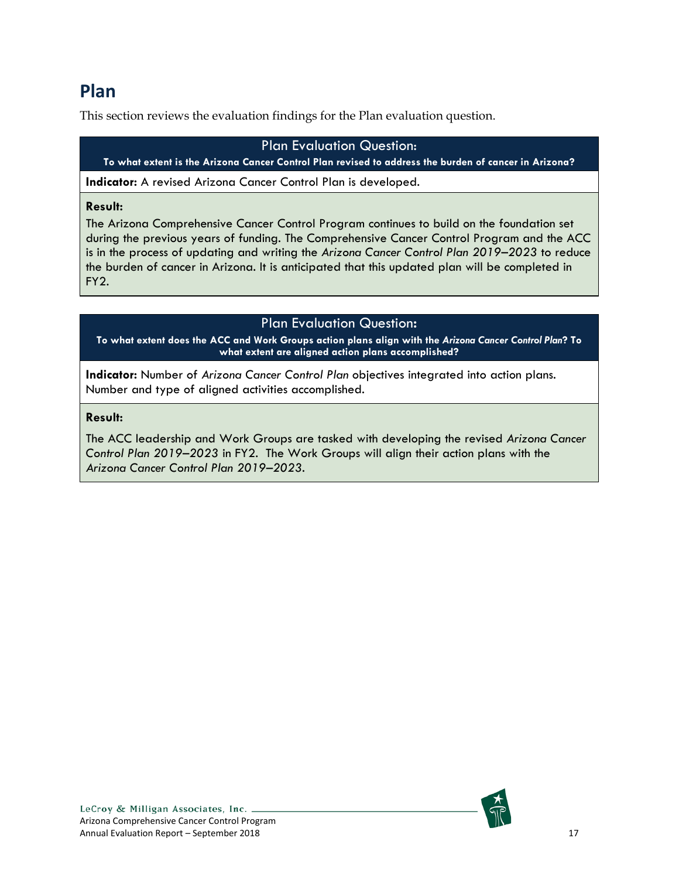# Plan

This section reviews the evaluation findings for the Plan evaluation question.

| Plan Evaluation Question: To what extent is the Arizona Cancer Control Plan revised to address the burden of cancer in Arizona? |
| --- |
| **Indicator:** A revised Arizona Cancer Control Plan is developed. |
| **Result:** The Arizona Comprehensive Cancer Control Program continues to build on the foundation set during the previous years of funding. The Comprehensive Cancer Control Program and the ACC is in the process of updating and writing the *Arizona Cancer Control Plan 2019–2023* to reduce the burden of cancer in Arizona. It is anticipated that this updated plan will be completed in FY2. |

| Plan Evaluation Question: To what extent does the ACC and Work Groups action plans align with the *Arizona Cancer Control Plan*? To what extent are aligned action plans accomplished? |
| --- |
| **Indicator:** Number of *Arizona Cancer Control Plan* objectives integrated into action plans. Number and type of aligned activities accomplished. |
| **Result:** The ACC leadership and Work Groups are tasked with developing the revised *Arizona Cancer Control Plan 2019–2023* in FY2. The Work Groups will align their action plans with the *Arizona Cancer Control Plan 2019–2023*. |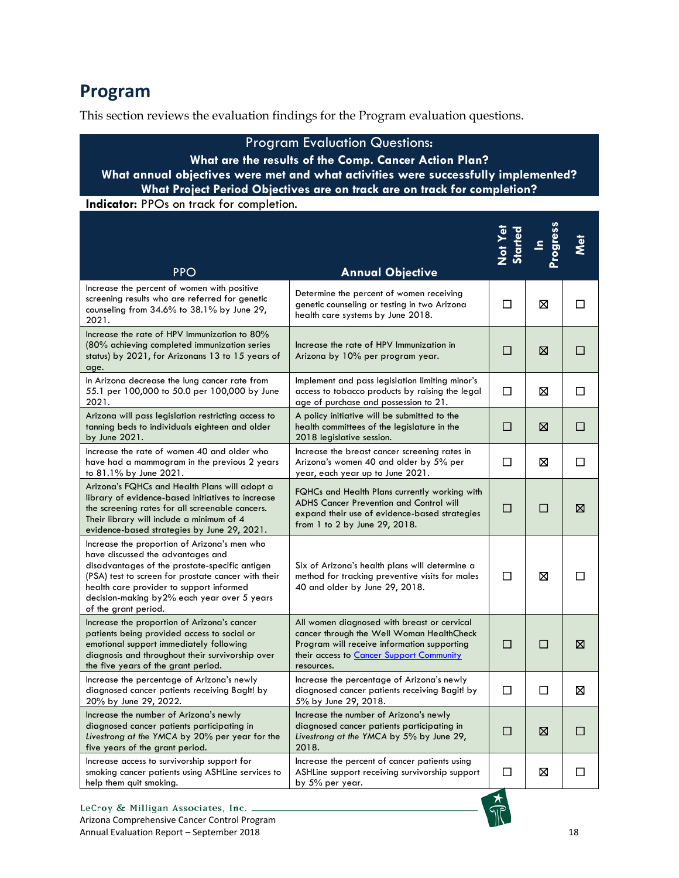# Program

This section reviews the evaluation findings for the Program evaluation questions.

**Program Evaluation Questions:**
**What are the results of the Comp. Cancer Action Plan?**
**What annual objectives were met and what activities were successfully implemented?**
**What Project Period Objectives are on track are on track for completion?**

**Indicator:** PPOs on track for completion.

| PPO | Annual Objective | Not Yet Started | In Progress | Met |
|---|---|---|---|---|
| Increase the percent of women with positive screening results who are referred for genetic counseling from 34.6% to 38.1% by June 29, 2021. | Determine the percent of women receiving genetic counseling or testing in two Arizona health care systems by June 2018. | ☐ | ☒ | ☐ |
| Increase the rate of HPV Immunization to 80% (80% achieving completed immunization series status) by 2021, for Arizonans 13 to 15 years of age. | Increase the rate of HPV Immunization in Arizona by 10% per program year. | ☐ | ☒ | ☐ |
| In Arizona decrease the lung cancer rate from 55.1 per 100,000 to 50.0 per 100,000 by June 2021. | Implement and pass legislation limiting minor's access to tobacco products by raising the legal age of purchase and possession to 21. | ☐ | ☒ | ☐ |
| Arizona will pass legislation restricting access to tanning beds to individuals eighteen and older by June 2021. | A policy initiative will be submitted to the health committees of the legislature in the 2018 legislative session. | ☐ | ☒ | ☐ |
| Increase the rate of women 40 and older who have had a mammogram in the previous 2 years to 81.1% by June 2021. | Increase the breast cancer screening rates in Arizona's women 40 and older by 5% per year, each year up to June 2021. | ☐ | ☒ | ☐ |
| Arizona's FQHCs and Health Plans will adopt a library of evidence-based initiatives to increase the screening rates for all screenable cancers. Their library will include a minimum of 4 evidence-based strategies by June 29, 2021. | FQHCs and Health Plans currently working with ADHS Cancer Prevention and Control will expand their use of evidence-based strategies from 1 to 2 by June 29, 2018. | ☐ | ☐ | ☒ |
| Increase the proportion of Arizona's men who have discussed the advantages and disadvantages of the prostate-specific antigen (PSA) test to screen for prostate cancer with their health care provider to support informed decision-making by2% each year over 5 years of the grant period. | Six of Arizona's health plans will determine a method for tracking preventive visits for males 40 and older by June 29, 2018. | ☐ | ☒ | ☐ |
| Increase the proportion of Arizona's cancer patients being provided access to social or emotional support immediately following diagnosis and throughout their survivorship over the five years of the grant period. | All women diagnosed with breast or cervical cancer through the Well Woman HealthCheck Program will receive information supporting their access to Cancer Support Community resources. | ☐ | ☐ | ☒ |
| Increase the percentage of Arizona's newly diagnosed cancer patients receiving BagIt! by 20% by June 29, 2022. | Increase the percentage of Arizona's newly diagnosed cancer patients receiving Bagit! by 5% by June 29, 2018. | ☐ | ☐ | ☒ |
| Increase the number of Arizona's newly diagnosed cancer patients participating in *Livestrong at the YMCA* by 20% per year for the five years of the grant period. | Increase the number of Arizona's newly diagnosed cancer patients participating in *Livestrong at the YMCA* by 5% by June 29, 2018. | ☐ | ☒ | ☐ |
| Increase access to survivorship support for smoking cancer patients using ASHLine services to help them quit smoking. | Increase the percent of cancer patients using ASHLine support receiving survivorship support by 5% per year. | ☐ | ☒ | ☐ |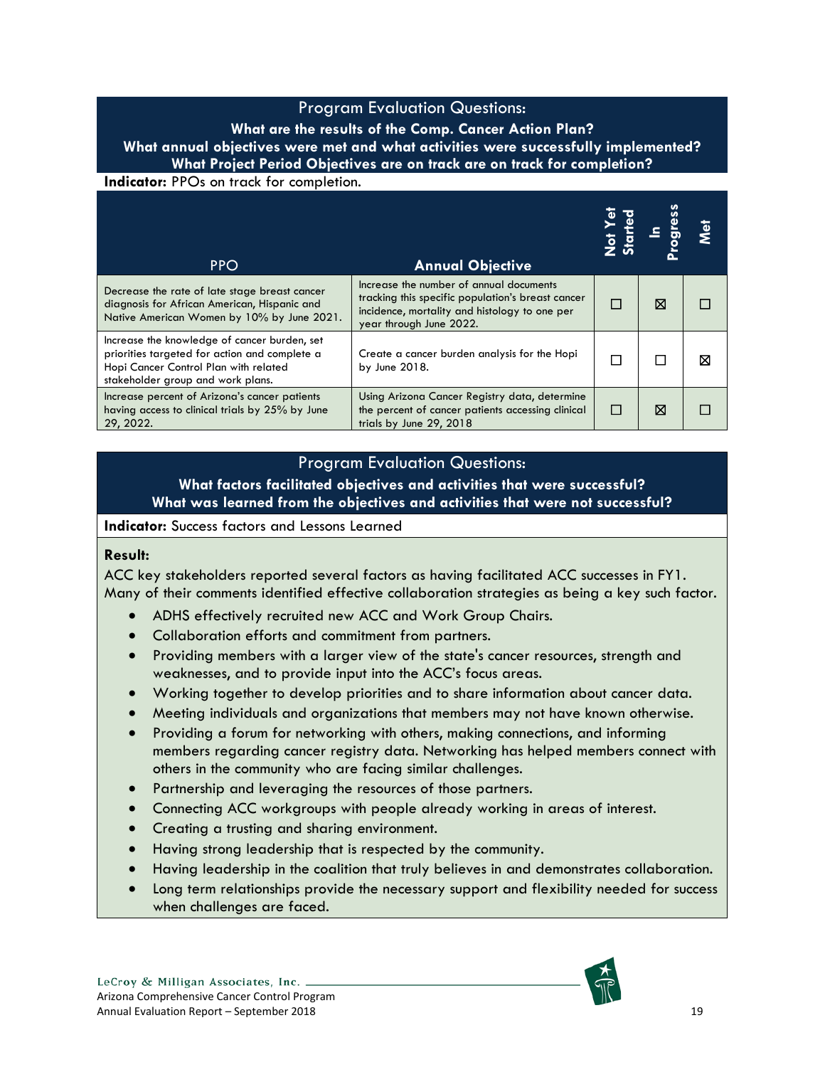## Program Evaluation Questions:

**What are the results of the Comp. Cancer Action Plan?**
**What annual objectives were met and what activities were successfully implemented?**
**What Project Period Objectives are on track are on track for completion?**

**Indicator:** PPOs on track for completion.

| PPO | Annual Objective | Not Yet Started | In Progress | Met |
|---|---|---|---|---|
| Decrease the rate of late stage breast cancer diagnosis for African American, Hispanic and Native American Women by 10% by June 2021. | Increase the number of annual documents tracking this specific population's breast cancer incidence, mortality and histology to one per year through June 2022. | ☐ | ☒ | ☐ |
| Increase the knowledge of cancer burden, set priorities targeted for action and complete a Hopi Cancer Control Plan with related stakeholder group and work plans. | Create a cancer burden analysis for the Hopi by June 2018. | ☐ | ☐ | ☒ |
| Increase percent of Arizona's cancer patients having access to clinical trials by 25% by June 29, 2022. | Using Arizona Cancer Registry data, determine the percent of cancer patients accessing clinical trials by June 29, 2018 | ☐ | ☒ | ☐ |

## Program Evaluation Questions:

**What factors facilitated objectives and activities that were successful?**
**What was learned from the objectives and activities that were not successful?**

**Indicator:** Success factors and Lessons Learned

**Result:**

ACC key stakeholders reported several factors as having facilitated ACC successes in FY1. Many of their comments identified effective collaboration strategies as being a key such factor.

- ADHS effectively recruited new ACC and Work Group Chairs.
- Collaboration efforts and commitment from partners.
- Providing members with a larger view of the state's cancer resources, strength and weaknesses, and to provide input into the ACC's focus areas.
- Working together to develop priorities and to share information about cancer data.
- Meeting individuals and organizations that members may not have known otherwise.
- Providing a forum for networking with others, making connections, and informing members regarding cancer registry data. Networking has helped members connect with others in the community who are facing similar challenges.
- Partnership and leveraging the resources of those partners.
- Connecting ACC workgroups with people already working in areas of interest.
- Creating a trusting and sharing environment.
- Having strong leadership that is respected by the community.
- Having leadership in the coalition that truly believes in and demonstrates collaboration.
- Long term relationships provide the necessary support and flexibility needed for success when challenges are faced.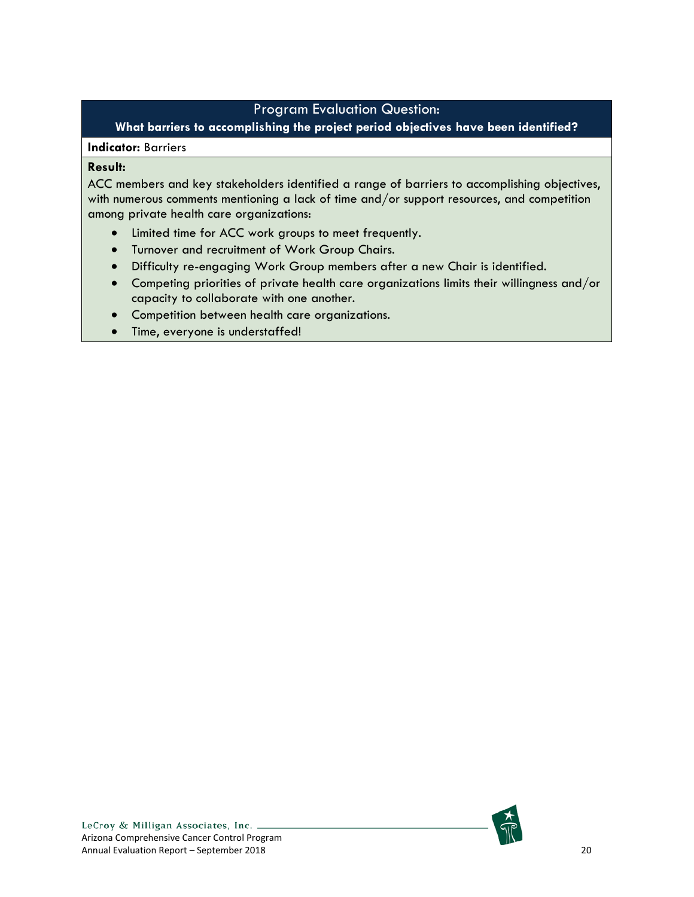## Program Evaluation Question:

**What barriers to accomplishing the project period objectives have been identified?**

**Indicator:** Barriers

**Result:**

ACC members and key stakeholders identified a range of barriers to accomplishing objectives, with numerous comments mentioning a lack of time and/or support resources, and competition among private health care organizations:

- Limited time for ACC work groups to meet frequently.
- Turnover and recruitment of Work Group Chairs.
- Difficulty re-engaging Work Group members after a new Chair is identified.
- Competing priorities of private health care organizations limits their willingness and/or capacity to collaborate with one another.
- Competition between health care organizations.
- Time, everyone is understaffed!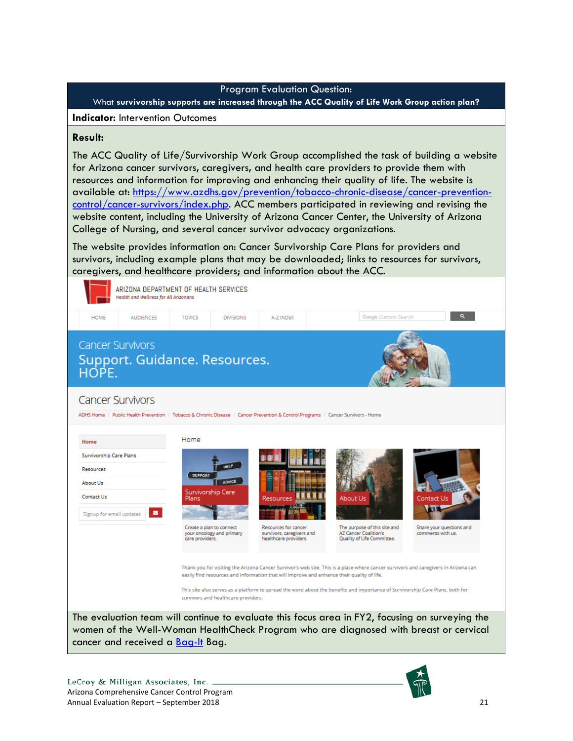**Program Evaluation Question:**
What **survivorship supports are increased through the ACC Quality of Life Work Group action plan?**

**Indicator:** Intervention Outcomes

**Result:**

The ACC Quality of Life/Survivorship Work Group accomplished the task of building a website for Arizona cancer survivors, caregivers, and health care providers to provide them with resources and information for improving and enhancing their quality of life. The website is available at: https://www.azdhs.gov/prevention/tobacco-chronic-disease/cancer-prevention-control/cancer-survivors/index.php. ACC members participated in reviewing and revising the website content, including the University of Arizona Cancer Center, the University of Arizona College of Nursing, and several cancer survivor advocacy organizations.

The website provides information on: Cancer Survivorship Care Plans for providers and survivors, including example plans that may be downloaded; links to resources for survivors, caregivers, and healthcare providers; and information about the ACC.

The evaluation team will continue to evaluate this focus area in FY2, focusing on surveying the women of the Well-Woman HealthCheck Program who are diagnosed with breast or cervical cancer and received a Bag-It Bag.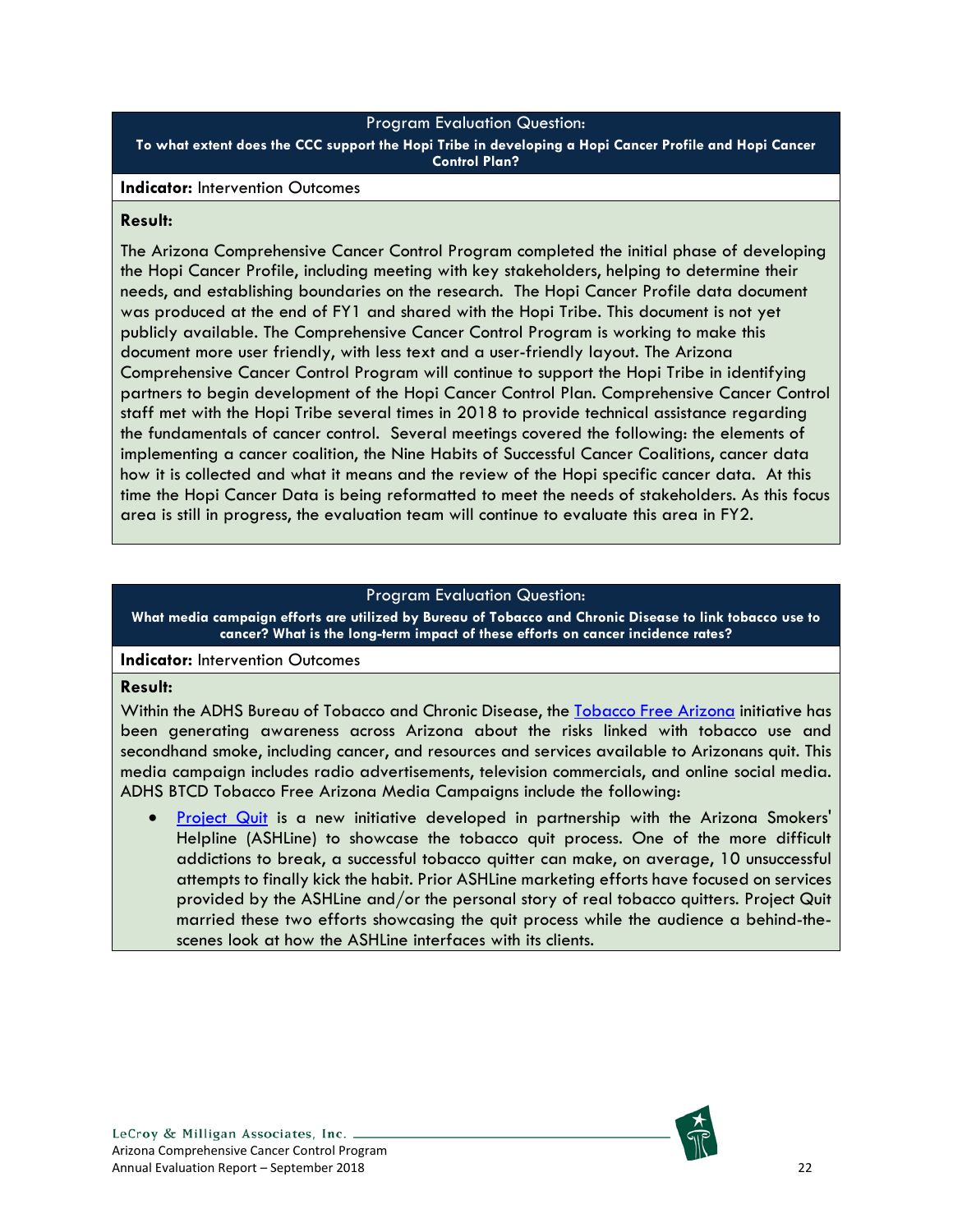**Program Evaluation Question:**

**To what extent does the CCC support the Hopi Tribe in developing a Hopi Cancer Profile and Hopi Cancer Control Plan?**

**Indicator:** Intervention Outcomes

**Result:**

The Arizona Comprehensive Cancer Control Program completed the initial phase of developing the Hopi Cancer Profile, including meeting with key stakeholders, helping to determine their needs, and establishing boundaries on the research. The Hopi Cancer Profile data document was produced at the end of FY1 and shared with the Hopi Tribe. This document is not yet publicly available. The Comprehensive Cancer Control Program is working to make this document more user friendly, with less text and a user-friendly layout. The Arizona Comprehensive Cancer Control Program will continue to support the Hopi Tribe in identifying partners to begin development of the Hopi Cancer Control Plan. Comprehensive Cancer Control staff met with the Hopi Tribe several times in 2018 to provide technical assistance regarding the fundamentals of cancer control. Several meetings covered the following: the elements of implementing a cancer coalition, the Nine Habits of Successful Cancer Coalitions, cancer data how it is collected and what it means and the review of the Hopi specific cancer data. At this time the Hopi Cancer Data is being reformatted to meet the needs of stakeholders. As this focus area is still in progress, the evaluation team will continue to evaluate this area in FY2.

**Program Evaluation Question:**

**What media campaign efforts are utilized by Bureau of Tobacco and Chronic Disease to link tobacco use to cancer? What is the long-term impact of these efforts on cancer incidence rates?**

**Indicator:** Intervention Outcomes

**Result:**

Within the ADHS Bureau of Tobacco and Chronic Disease, the Tobacco Free Arizona initiative has been generating awareness across Arizona about the risks linked with tobacco use and secondhand smoke, including cancer, and resources and services available to Arizonans quit. This media campaign includes radio advertisements, television commercials, and online social media. ADHS BTCD Tobacco Free Arizona Media Campaigns include the following:

- Project Quit is a new initiative developed in partnership with the Arizona Smokers' Helpline (ASHLine) to showcase the tobacco quit process. One of the more difficult addictions to break, a successful tobacco quitter can make, on average, 10 unsuccessful attempts to finally kick the habit. Prior ASHLine marketing efforts have focused on services provided by the ASHLine and/or the personal story of real tobacco quitters. Project Quit married these two efforts showcasing the quit process while the audience a behind-the-scenes look at how the ASHLine interfaces with its clients.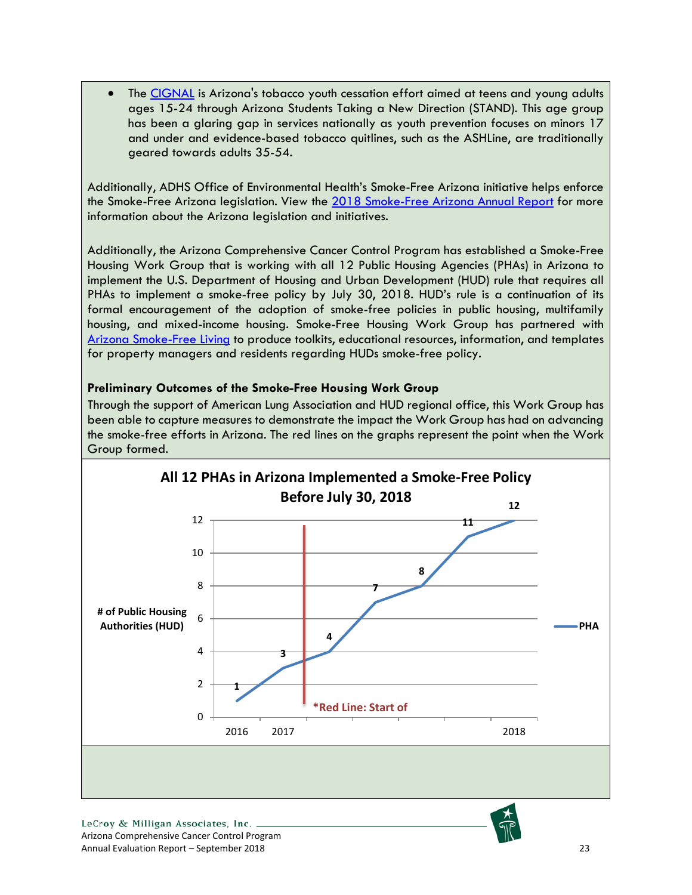- The [CIGNAL](#) is Arizona's tobacco youth cessation effort aimed at teens and young adults ages 15-24 through Arizona Students Taking a New Direction (STAND). This age group has been a glaring gap in services nationally as youth prevention focuses on minors 17 and under and evidence-based tobacco quitlines, such as the ASHLine, are traditionally geared towards adults 35-54.

Additionally, ADHS Office of Environmental Health's Smoke-Free Arizona initiative helps enforce the Smoke-Free Arizona legislation. View the 2018 Smoke-Free Arizona Annual Report for more information about the Arizona legislation and initiatives.

Additionally, the Arizona Comprehensive Cancer Control Program has established a Smoke-Free Housing Work Group that is working with all 12 Public Housing Agencies (PHAs) in Arizona to implement the U.S. Department of Housing and Urban Development (HUD) rule that requires all PHAs to implement a smoke-free policy by July 30, 2018. HUD's rule is a continuation of its formal encouragement of the adoption of smoke-free policies in public housing, multifamily housing, and mixed-income housing. Smoke-Free Housing Work Group has partnered with Arizona Smoke-Free Living to produce toolkits, educational resources, information, and templates for property managers and residents regarding HUDs smoke-free policy.

**Preliminary Outcomes of the Smoke-Free Housing Work Group**

Through the support of American Lung Association and HUD regional office, this Work Group has been able to capture measures to demonstrate the impact the Work Group has had on advancing the smoke-free efforts in Arizona. The red lines on the graphs represent the point when the Work Group formed.

**All 12 PHAs in Arizona Implemented a Smoke-Free Policy Before July 30, 2018**

| Time point | # of Public Housing Authorities (HUD) – PHA |
|---|---|
| 2016 | 1 |
| 2017 | 3 |
| | 4 |
| | 7 |
| | 8 |
| | 11 |
| 2018 | 12 |

*Red Line: Start of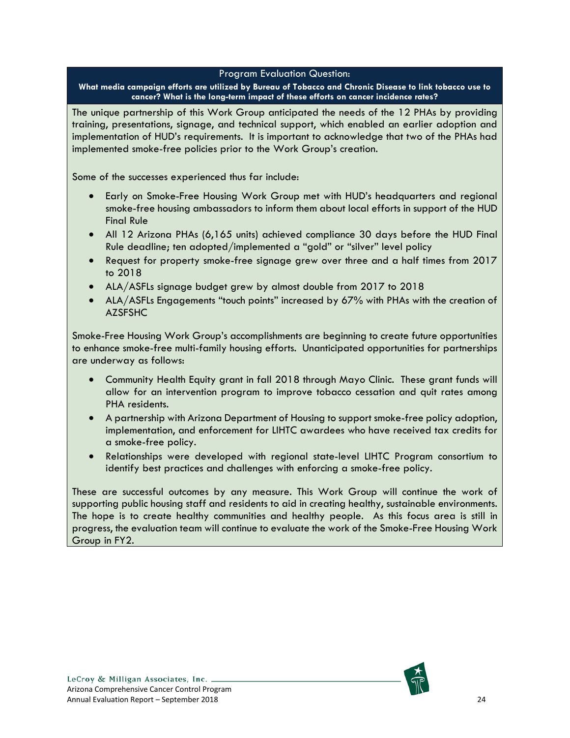Program Evaluation Question:

**What media campaign efforts are utilized by Bureau of Tobacco and Chronic Disease to link tobacco use to cancer? What is the long-term impact of these efforts on cancer incidence rates?**

The unique partnership of this Work Group anticipated the needs of the 12 PHAs by providing training, presentations, signage, and technical support, which enabled an earlier adoption and implementation of HUD's requirements. It is important to acknowledge that two of the PHAs had implemented smoke-free policies prior to the Work Group's creation.

Some of the successes experienced thus far include:

- Early on Smoke-Free Housing Work Group met with HUD's headquarters and regional smoke-free housing ambassadors to inform them about local efforts in support of the HUD Final Rule
- All 12 Arizona PHAs (6,165 units) achieved compliance 30 days before the HUD Final Rule deadline; ten adopted/implemented a "gold" or "silver" level policy
- Request for property smoke-free signage grew over three and a half times from 2017 to 2018
- ALA/ASFLs signage budget grew by almost double from 2017 to 2018
- ALA/ASFLs Engagements "touch points" increased by 67% with PHAs with the creation of AZSFSHC

Smoke-Free Housing Work Group's accomplishments are beginning to create future opportunities to enhance smoke-free multi-family housing efforts. Unanticipated opportunities for partnerships are underway as follows:

- Community Health Equity grant in fall 2018 through Mayo Clinic. These grant funds will allow for an intervention program to improve tobacco cessation and quit rates among PHA residents.
- A partnership with Arizona Department of Housing to support smoke-free policy adoption, implementation, and enforcement for LIHTC awardees who have received tax credits for a smoke-free policy.
- Relationships were developed with regional state-level LIHTC Program consortium to identify best practices and challenges with enforcing a smoke-free policy.

These are successful outcomes by any measure. This Work Group will continue the work of supporting public housing staff and residents to aid in creating healthy, sustainable environments. The hope is to create healthy communities and healthy people. As this focus area is still in progress, the evaluation team will continue to evaluate the work of the Smoke-Free Housing Work Group in FY2.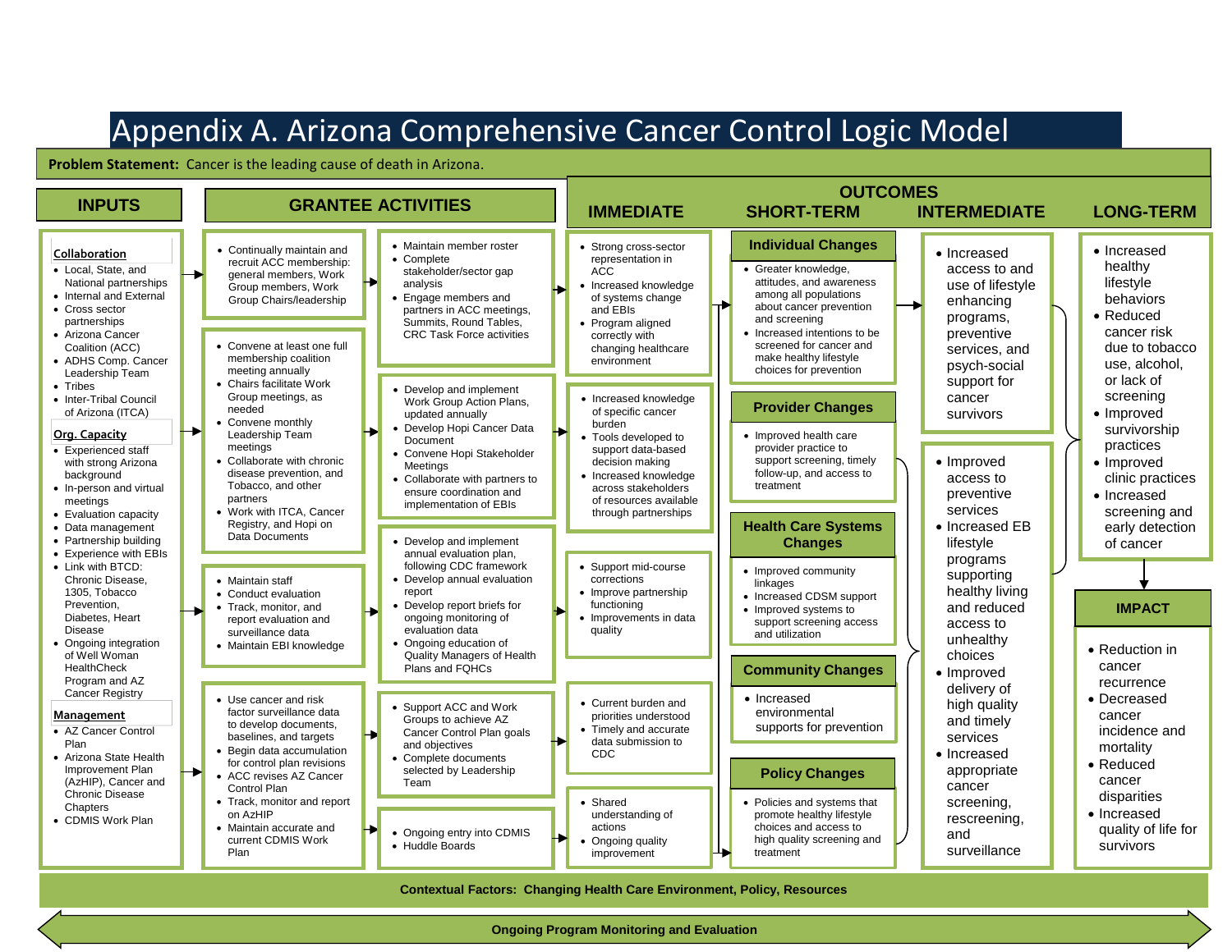# Appendix A. Arizona Comprehensive Cancer Control Logic Model

**Problem Statement:** Cancer is the leading cause of death in Arizona.

## INPUTS

**Collaboration**

- Local, State, and National partnerships
- Internal and External
- Cross sector partnerships
- Arizona Cancer Coalition (ACC)
- ADHS Comp. Cancer Leadership Team
- Tribes
- Inter-Tribal Council of Arizona (ITCA)

**Org. Capacity**

- Experienced staff with strong Arizona background
- In-person and virtual meetings
- Evaluation capacity
- Data management
- Partnership building
- Experience with EBIs
- Link with BTCD: Chronic Disease, 1305, Tobacco Prevention, Diabetes, Heart Disease
- Ongoing integration of Well Woman HealthCheck Program and AZ Cancer Registry

**Management**

- AZ Cancer Control Plan
- Arizona State Health Improvement Plan (AzHIP), Cancer and Chronic Disease Chapters
- CDMIS Work Plan

## GRANTEE ACTIVITIES

- Continually maintain and recruit ACC membership: general members, Work Group members, Work Group Chairs/leadership

- Maintain member roster
- Complete stakeholder/sector gap analysis
- Engage members and partners in ACC meetings, Summits, Round Tables, CRC Task Force activities

- Convene at least one full membership coalition meeting annually
- Chairs facilitate Work Group meetings, as needed
- Convene monthly Leadership Team meetings
- Collaborate with chronic disease prevention, and Tobacco, and other partners
- Work with ITCA, Cancer Registry, and Hopi on Data Documents

- Develop and implement Work Group Action Plans, updated annually
- Develop Hopi Cancer Data Document
- Convene Hopi Stakeholder Meetings
- Collaborate with partners to ensure coordination and implementation of EBIs

- Maintain staff
- Conduct evaluation
- Track, monitor, and report evaluation and surveillance data
- Maintain EBI knowledge

- Develop and implement annual evaluation plan, following CDC framework
- Develop annual evaluation report
- Develop report briefs for ongoing monitoring of evaluation data
- Ongoing education of Quality Managers of Health Plans and FQHCs

- Use cancer and risk factor surveillance data to develop documents, baselines, and targets
- Begin data accumulation for control plan revisions
- ACC revises AZ Cancer Control Plan
- Track, monitor and report on AzHIP
- Maintain accurate and current CDMIS Work Plan

- Support ACC and Work Groups to achieve AZ Cancer Control Plan goals and objectives
- Complete documents selected by Leadership Team

- Ongoing entry into CDMIS
- Huddle Boards

## OUTCOMES

### IMMEDIATE

- Strong cross-sector representation in ACC
- Increased knowledge of systems change and EBIs
- Program aligned correctly with changing healthcare environment

- Increased knowledge of specific cancer burden
- Tools developed to support data-based decision making
- Increased knowledge across stakeholders of resources available through partnerships

- Support mid-course corrections
- Improve partnership functioning
- Improvements in data quality

- Current burden and priorities understood
- Timely and accurate data submission to CDC

- Shared understanding of actions
- Ongoing quality improvement

### SHORT-TERM

**Individual Changes**

- Greater knowledge, attitudes, and awareness among all populations about cancer prevention and screening
- Increased intentions to be screened for cancer and make healthy lifestyle choices for prevention

**Provider Changes**

- Improved health care provider practice to support screening, timely follow-up, and access to treatment

**Health Care Systems Changes**

- Improved community linkages
- Increased CDSM support
- Improved systems to support screening access and utilization

**Community Changes**

- Increased environmental supports for prevention

**Policy Changes**

- Policies and systems that promote healthy lifestyle choices and access to high quality screening and treatment

### INTERMEDIATE

- Increased access to and use of lifestyle enhancing programs, preventive services, and psych-social support for cancer survivors

- Improved access to preventive services
- Increased EB lifestyle programs supporting healthy living and reduced access to unhealthy choices
- Improved delivery of high quality and timely services
- Increased appropriate cancer screening, rescreening, and surveillance

### LONG-TERM

- Increased healthy lifestyle behaviors
- Reduced cancer risk due to tobacco use, alcohol, or lack of screening
- Improved survivorship practices
- Improved clinic practices
- Increased screening and early detection of cancer

### IMPACT

- Reduction in cancer recurrence
- Decreased cancer incidence and mortality
- Reduced cancer disparities
- Increased quality of life for survivors

**Contextual Factors: Changing Health Care Environment, Policy, Resources**

**Ongoing Program Monitoring and Evaluation**